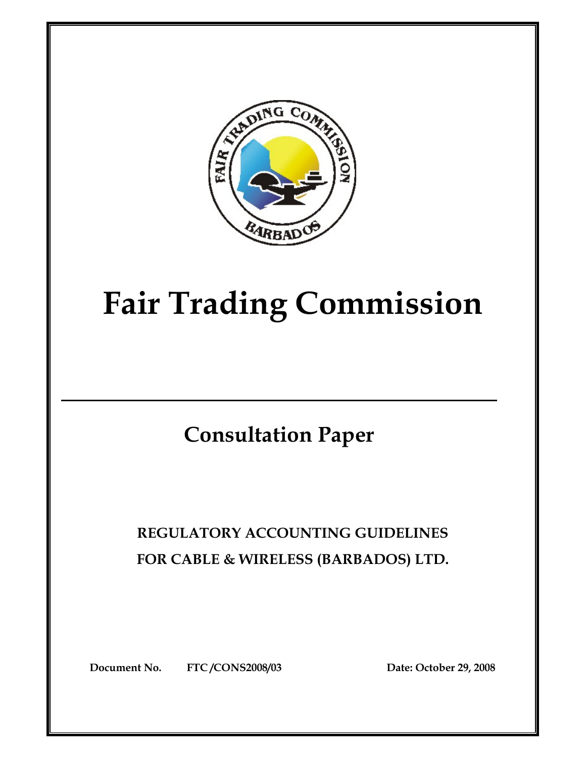# Fair Trading Commission

## Consultation Paper

### REGULATORY ACCOUNTING GUIDELINES FOR CABLE & WIRELESS (BARBADOS) LTD.

**Document No.** **FTC/CONS2008/03** **Date: October 29, 2008**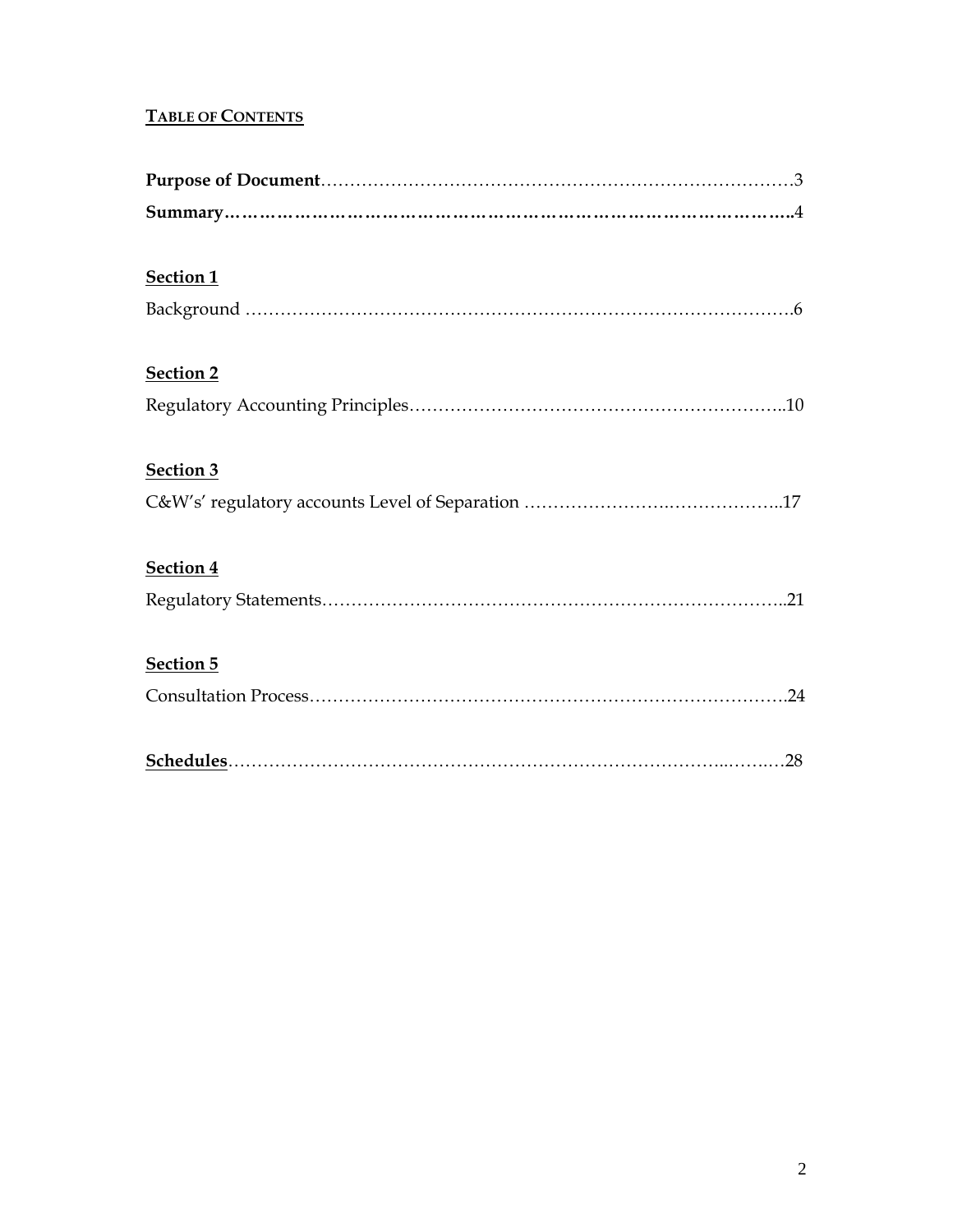## TABLE OF CONTENTS

**Purpose of Document**……………………………………………………………………3

**Summary…………………………………………………………………………………..4**

**Section 1**

Background ……………………………………………………………………………….6

**Section 2**

Regulatory Accounting Principles………………………………………………………..10

**Section 3**

C&W's' regulatory accounts Level of Separation ……………………………………..17

**Section 4**

Regulatory Statements……………………………………………………………………..21

**Section 5**

Consultation Process……………………………………………………………………….24

**Schedules**……………………………………………………………………………….28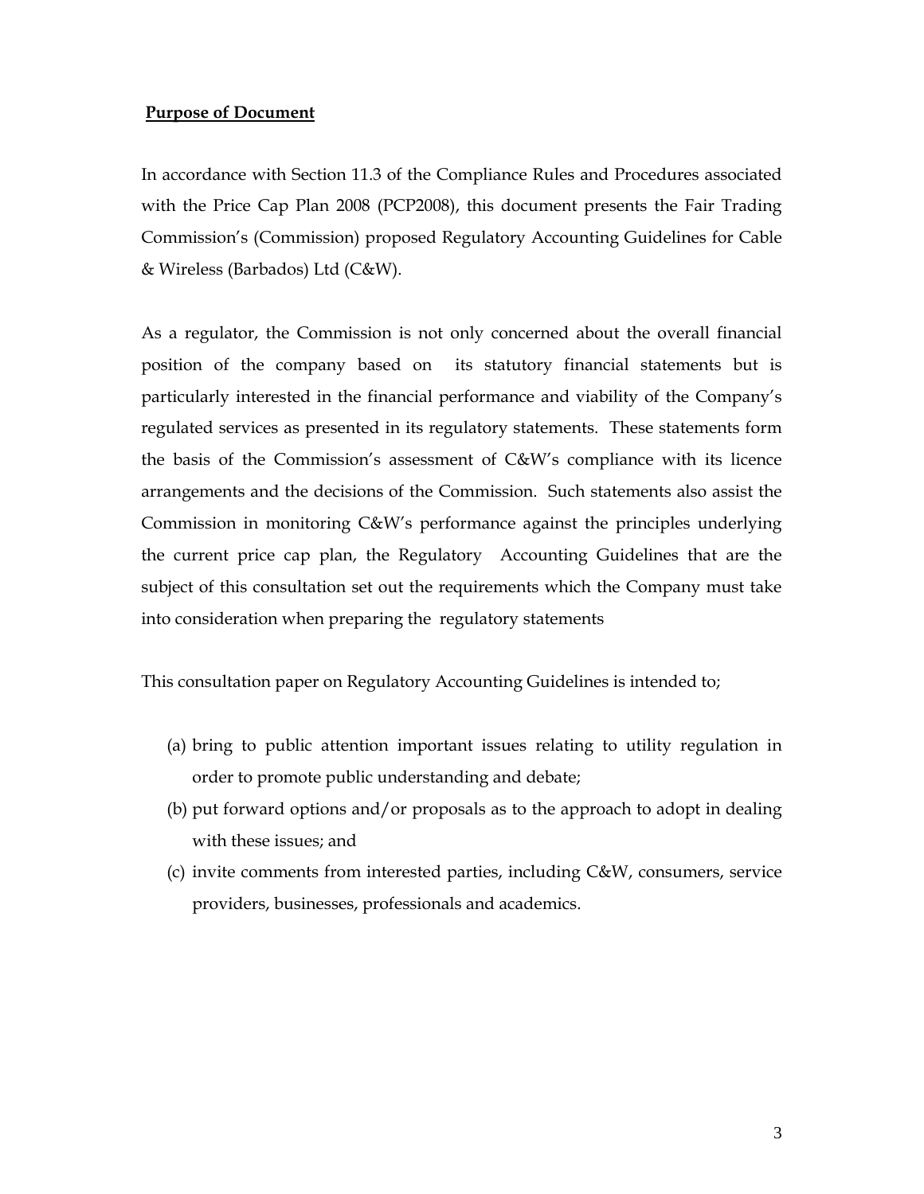**Purpose of Document**

In accordance with Section 11.3 of the Compliance Rules and Procedures associated with the Price Cap Plan 2008 (PCP2008), this document presents the Fair Trading Commission's (Commission) proposed Regulatory Accounting Guidelines for Cable & Wireless (Barbados) Ltd (C&W).

As a regulator, the Commission is not only concerned about the overall financial position of the company based on its statutory financial statements but is particularly interested in the financial performance and viability of the Company's regulated services as presented in its regulatory statements. These statements form the basis of the Commission's assessment of C&W's compliance with its licence arrangements and the decisions of the Commission. Such statements also assist the Commission in monitoring C&W's performance against the principles underlying the current price cap plan, the Regulatory Accounting Guidelines that are the subject of this consultation set out the requirements which the Company must take into consideration when preparing the regulatory statements

This consultation paper on Regulatory Accounting Guidelines is intended to;

(a) bring to public attention important issues relating to utility regulation in order to promote public understanding and debate;
(b) put forward options and/or proposals as to the approach to adopt in dealing with these issues; and
(c) invite comments from interested parties, including C&W, consumers, service providers, businesses, professionals and academics.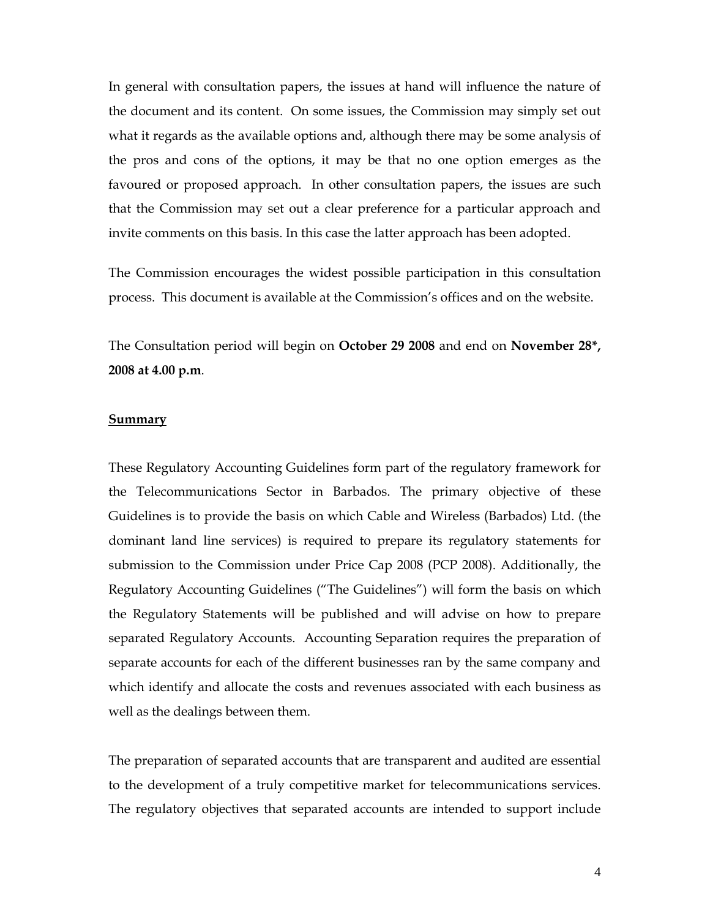In general with consultation papers, the issues at hand will influence the nature of the document and its content. On some issues, the Commission may simply set out what it regards as the available options and, although there may be some analysis of the pros and cons of the options, it may be that no one option emerges as the favoured or proposed approach. In other consultation papers, the issues are such that the Commission may set out a clear preference for a particular approach and invite comments on this basis. In this case the latter approach has been adopted.

The Commission encourages the widest possible participation in this consultation process. This document is available at the Commission's offices and on the website.

The Consultation period will begin on **October 29 2008** and end on **November 28*, 2008 at 4.00 p.m**.

**Summary**

These Regulatory Accounting Guidelines form part of the regulatory framework for the Telecommunications Sector in Barbados. The primary objective of these Guidelines is to provide the basis on which Cable and Wireless (Barbados) Ltd. (the dominant land line services) is required to prepare its regulatory statements for submission to the Commission under Price Cap 2008 (PCP 2008). Additionally, the Regulatory Accounting Guidelines ("The Guidelines") will form the basis on which the Regulatory Statements will be published and will advise on how to prepare separated Regulatory Accounts. Accounting Separation requires the preparation of separate accounts for each of the different businesses ran by the same company and which identify and allocate the costs and revenues associated with each business as well as the dealings between them.

The preparation of separated accounts that are transparent and audited are essential to the development of a truly competitive market for telecommunications services. The regulatory objectives that separated accounts are intended to support include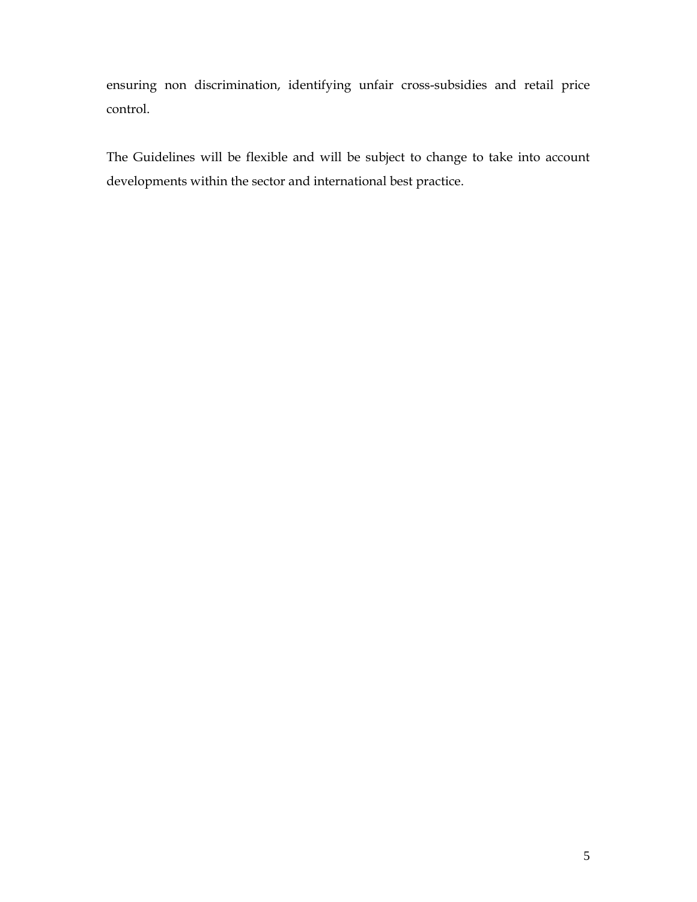ensuring non discrimination, identifying unfair cross-subsidies and retail price control.

The Guidelines will be flexible and will be subject to change to take into account developments within the sector and international best practice.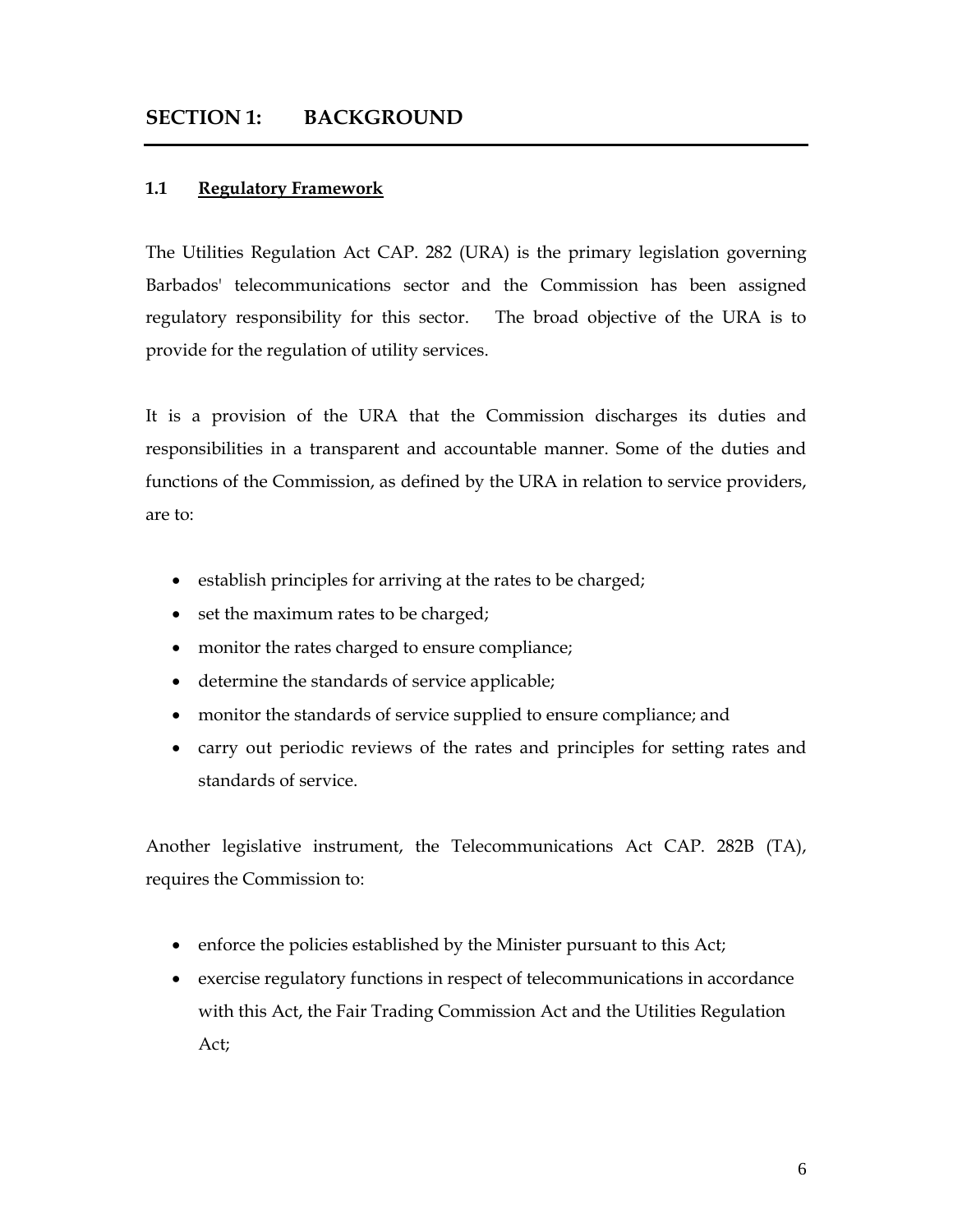# SECTION 1: BACKGROUND

### 1.1 Regulatory Framework

The Utilities Regulation Act CAP. 282 (URA) is the primary legislation governing Barbados' telecommunications sector and the Commission has been assigned regulatory responsibility for this sector. The broad objective of the URA is to provide for the regulation of utility services.

It is a provision of the URA that the Commission discharges its duties and responsibilities in a transparent and accountable manner. Some of the duties and functions of the Commission, as defined by the URA in relation to service providers, are to:

- establish principles for arriving at the rates to be charged;
- set the maximum rates to be charged;
- monitor the rates charged to ensure compliance;
- determine the standards of service applicable;
- monitor the standards of service supplied to ensure compliance; and
- carry out periodic reviews of the rates and principles for setting rates and standards of service.

Another legislative instrument, the Telecommunications Act CAP. 282B (TA), requires the Commission to:

- enforce the policies established by the Minister pursuant to this Act;
- exercise regulatory functions in respect of telecommunications in accordance with this Act, the Fair Trading Commission Act and the Utilities Regulation Act;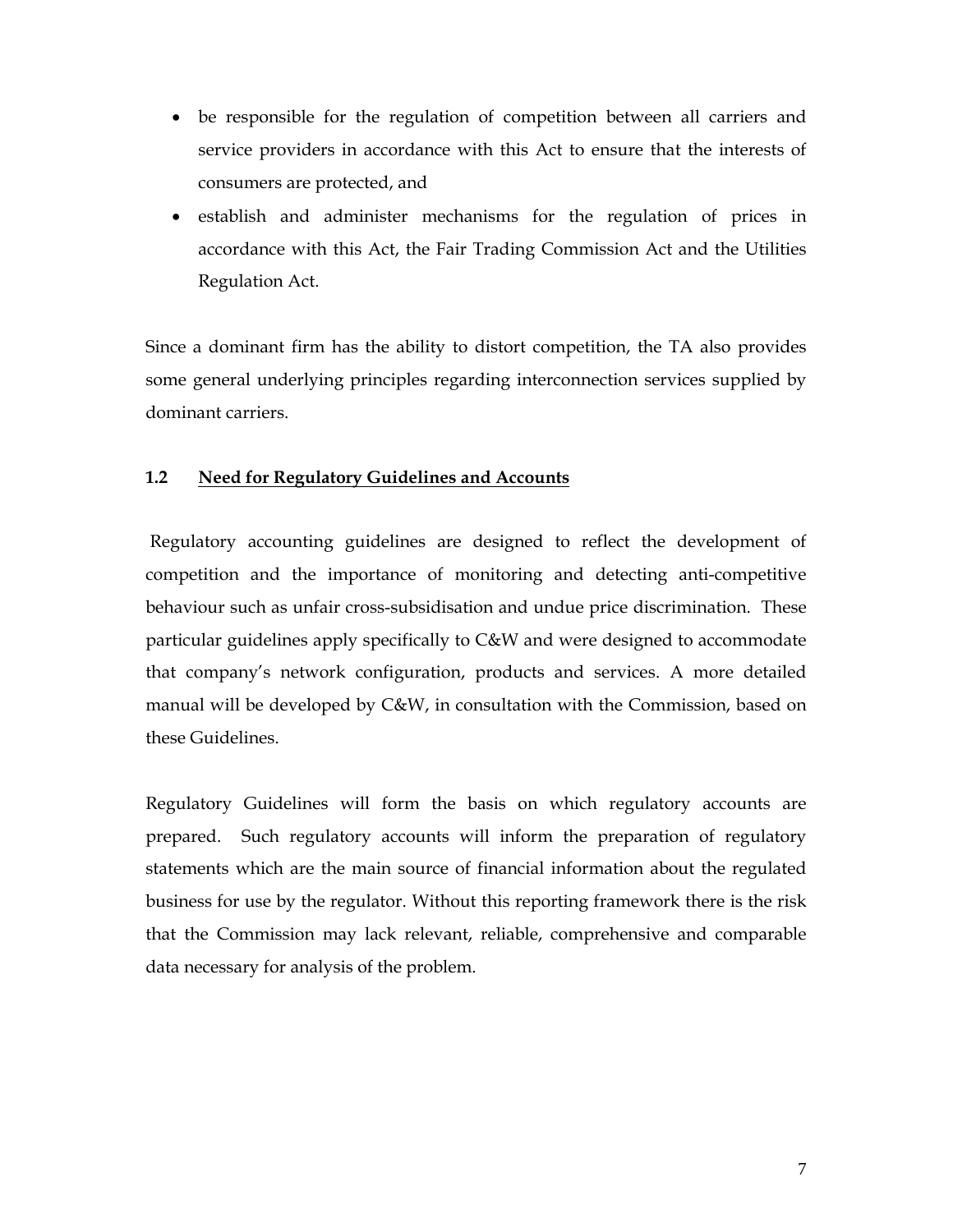- be responsible for the regulation of competition between all carriers and service providers in accordance with this Act to ensure that the interests of consumers are protected, and
- establish and administer mechanisms for the regulation of prices in accordance with this Act, the Fair Trading Commission Act and the Utilities Regulation Act.

Since a dominant firm has the ability to distort competition, the TA also provides some general underlying principles regarding interconnection services supplied by dominant carriers.

### 1.2 <u>Need for Regulatory Guidelines and Accounts</u>

Regulatory accounting guidelines are designed to reflect the development of competition and the importance of monitoring and detecting anti-competitive behaviour such as unfair cross-subsidisation and undue price discrimination. These particular guidelines apply specifically to C&W and were designed to accommodate that company's network configuration, products and services. A more detailed manual will be developed by C&W, in consultation with the Commission, based on these Guidelines.

Regulatory Guidelines will form the basis on which regulatory accounts are prepared. Such regulatory accounts will inform the preparation of regulatory statements which are the main source of financial information about the regulated business for use by the regulator. Without this reporting framework there is the risk that the Commission may lack relevant, reliable, comprehensive and comparable data necessary for analysis of the problem.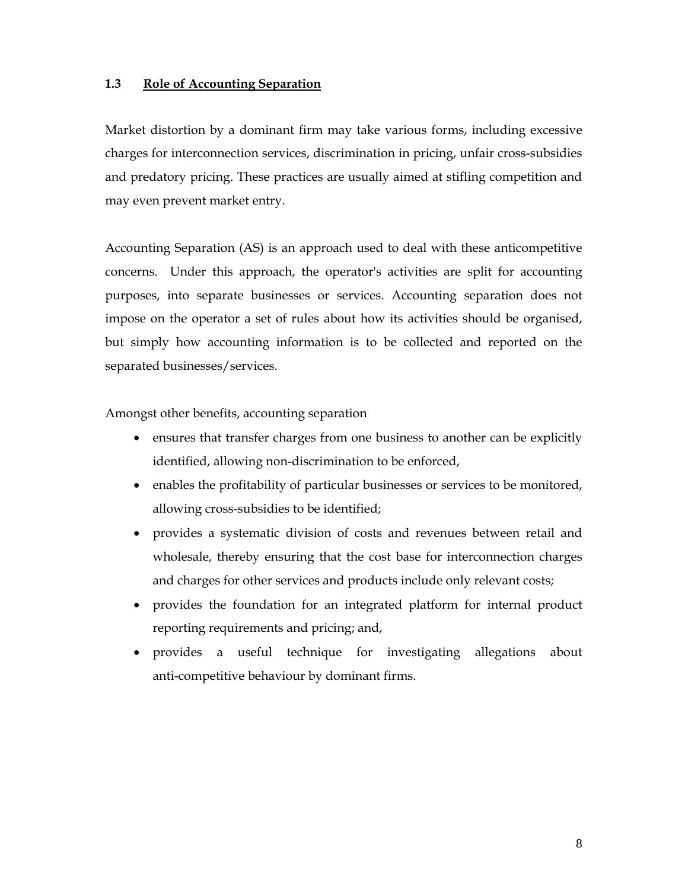### 1.3 Role of Accounting Separation

Market distortion by a dominant firm may take various forms, including excessive charges for interconnection services, discrimination in pricing, unfair cross-subsidies and predatory pricing. These practices are usually aimed at stifling competition and may even prevent market entry.

Accounting Separation (AS) is an approach used to deal with these anticompetitive concerns. Under this approach, the operator's activities are split for accounting purposes, into separate businesses or services. Accounting separation does not impose on the operator a set of rules about how its activities should be organised, but simply how accounting information is to be collected and reported on the separated businesses/services.

Amongst other benefits, accounting separation

- ensures that transfer charges from one business to another can be explicitly identified, allowing non-discrimination to be enforced,
- enables the profitability of particular businesses or services to be monitored, allowing cross-subsidies to be identified;
- provides a systematic division of costs and revenues between retail and wholesale, thereby ensuring that the cost base for interconnection charges and charges for other services and products include only relevant costs;
- provides the foundation for an integrated platform for internal product reporting requirements and pricing; and,
- provides a useful technique for investigating allegations about anti-competitive behaviour by dominant firms.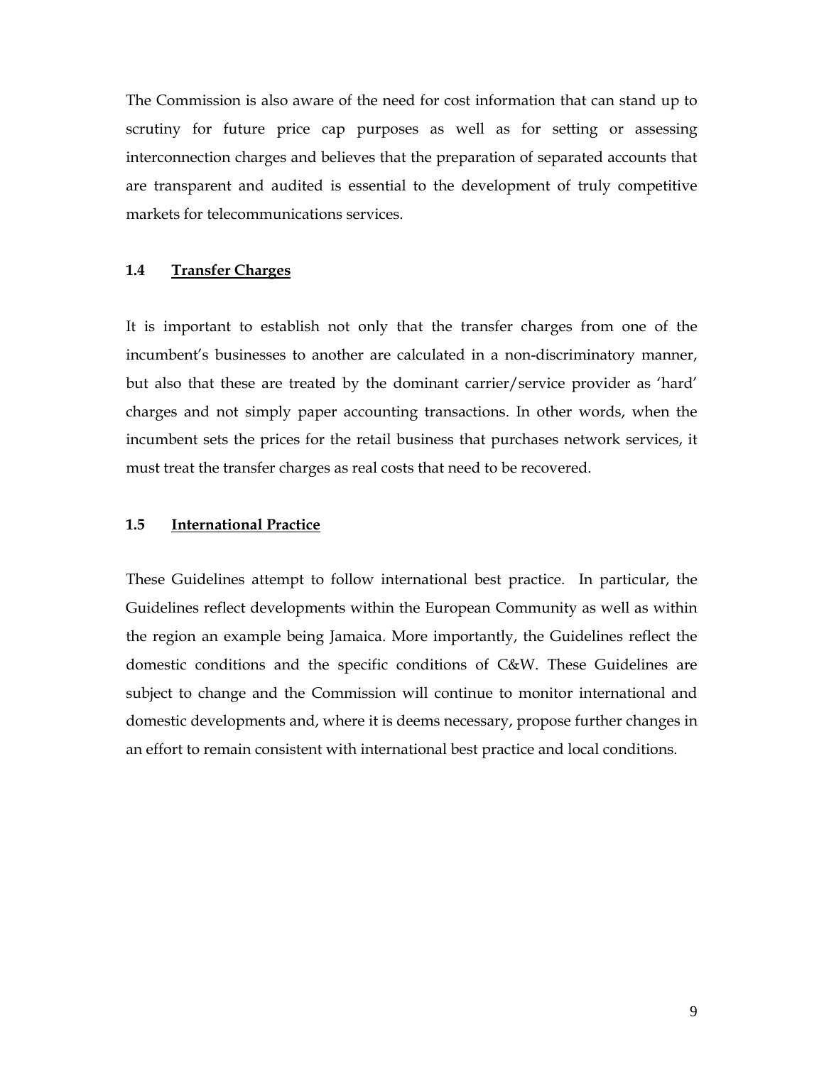The Commission is also aware of the need for cost information that can stand up to scrutiny for future price cap purposes as well as for setting or assessing interconnection charges and believes that the preparation of separated accounts that are transparent and audited is essential to the development of truly competitive markets for telecommunications services.

### 1.4 Transfer Charges

It is important to establish not only that the transfer charges from one of the incumbent's businesses to another are calculated in a non-discriminatory manner, but also that these are treated by the dominant carrier/service provider as 'hard' charges and not simply paper accounting transactions. In other words, when the incumbent sets the prices for the retail business that purchases network services, it must treat the transfer charges as real costs that need to be recovered.

### 1.5 International Practice

These Guidelines attempt to follow international best practice. In particular, the Guidelines reflect developments within the European Community as well as within the region an example being Jamaica. More importantly, the Guidelines reflect the domestic conditions and the specific conditions of C&W. These Guidelines are subject to change and the Commission will continue to monitor international and domestic developments and, where it is deems necessary, propose further changes in an effort to remain consistent with international best practice and local conditions.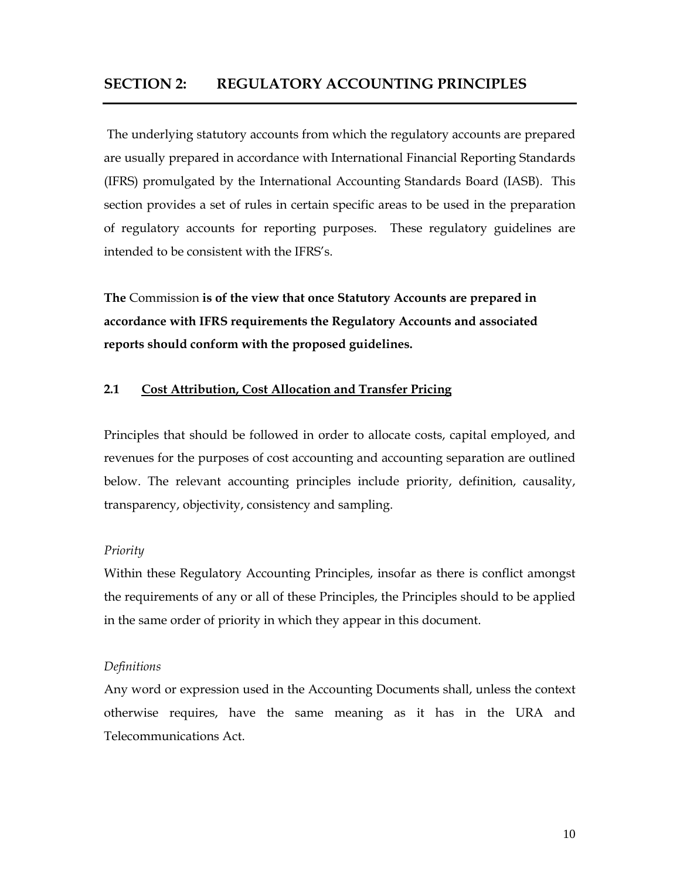## SECTION 2: REGULATORY ACCOUNTING PRINCIPLES

The underlying statutory accounts from which the regulatory accounts are prepared are usually prepared in accordance with International Financial Reporting Standards (IFRS) promulgated by the International Accounting Standards Board (IASB). This section provides a set of rules in certain specific areas to be used in the preparation of regulatory accounts for reporting purposes. These regulatory guidelines are intended to be consistent with the IFRS's.

**The** Commission **is of the view that once Statutory Accounts are prepared in accordance with IFRS requirements the Regulatory Accounts and associated reports should conform with the proposed guidelines.**

### 2.1 Cost Attribution, Cost Allocation and Transfer Pricing

Principles that should be followed in order to allocate costs, capital employed, and revenues for the purposes of cost accounting and accounting separation are outlined below. The relevant accounting principles include priority, definition, causality, transparency, objectivity, consistency and sampling.

*Priority*

Within these Regulatory Accounting Principles, insofar as there is conflict amongst the requirements of any or all of these Principles, the Principles should to be applied in the same order of priority in which they appear in this document.

*Definitions*

Any word or expression used in the Accounting Documents shall, unless the context otherwise requires, have the same meaning as it has in the URA and Telecommunications Act.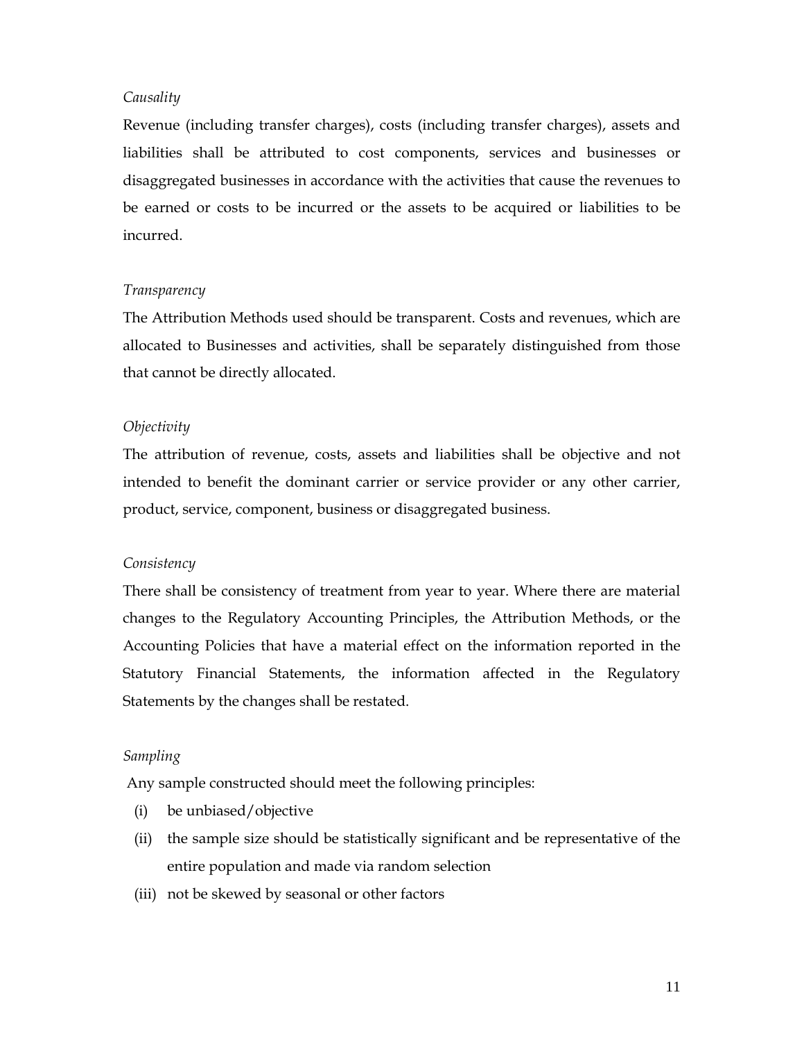*Causality*

Revenue (including transfer charges), costs (including transfer charges), assets and liabilities shall be attributed to cost components, services and businesses or disaggregated businesses in accordance with the activities that cause the revenues to be earned or costs to be incurred or the assets to be acquired or liabilities to be incurred.

*Transparency*

The Attribution Methods used should be transparent. Costs and revenues, which are allocated to Businesses and activities, shall be separately distinguished from those that cannot be directly allocated.

*Objectivity*

The attribution of revenue, costs, assets and liabilities shall be objective and not intended to benefit the dominant carrier or service provider or any other carrier, product, service, component, business or disaggregated business.

*Consistency*

There shall be consistency of treatment from year to year. Where there are material changes to the Regulatory Accounting Principles, the Attribution Methods, or the Accounting Policies that have a material effect on the information reported in the Statutory Financial Statements, the information affected in the Regulatory Statements by the changes shall be restated.

*Sampling*

Any sample constructed should meet the following principles:

(i) be unbiased/objective

(ii) the sample size should be statistically significant and be representative of the entire population and made via random selection

(iii) not be skewed by seasonal or other factors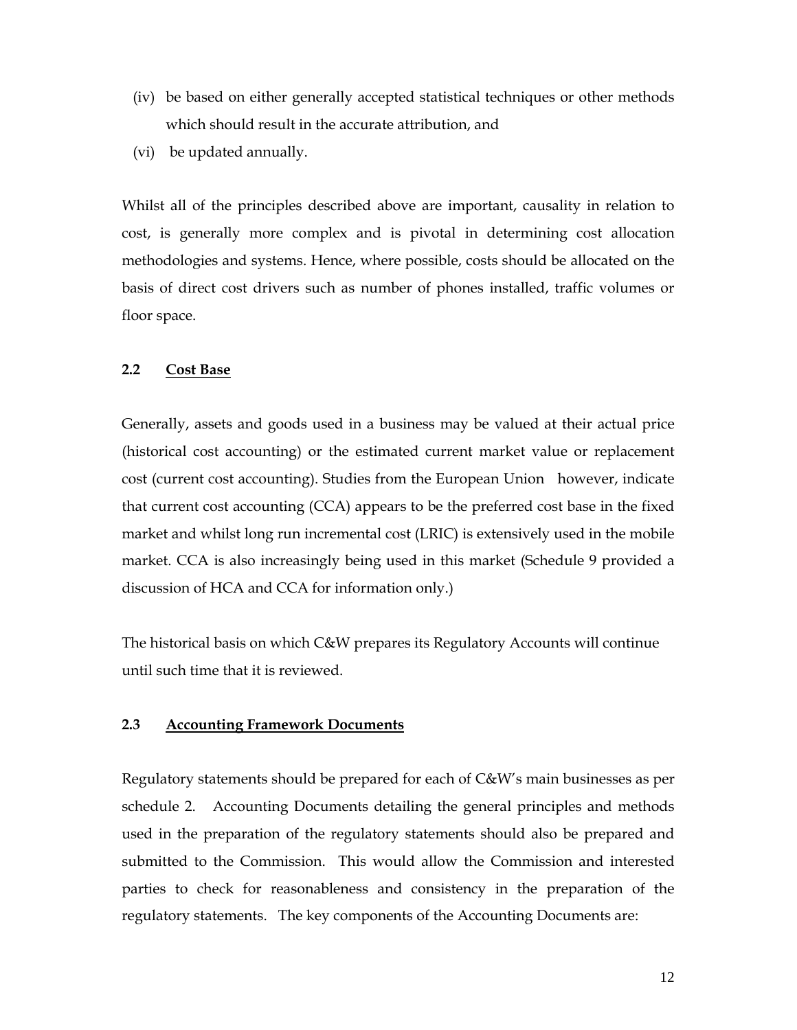(iv) be based on either generally accepted statistical techniques or other methods which should result in the accurate attribution, and

(vi) be updated annually.

Whilst all of the principles described above are important, causality in relation to cost, is generally more complex and is pivotal in determining cost allocation methodologies and systems. Hence, where possible, costs should be allocated on the basis of direct cost drivers such as number of phones installed, traffic volumes or floor space.

### 2.2 Cost Base

Generally, assets and goods used in a business may be valued at their actual price (historical cost accounting) or the estimated current market value or replacement cost (current cost accounting). Studies from the European Union however, indicate that current cost accounting (CCA) appears to be the preferred cost base in the fixed market and whilst long run incremental cost (LRIC) is extensively used in the mobile market. CCA is also increasingly being used in this market (Schedule 9 provided a discussion of HCA and CCA for information only.)

The historical basis on which C&W prepares its Regulatory Accounts will continue until such time that it is reviewed.

### 2.3 Accounting Framework Documents

Regulatory statements should be prepared for each of C&W's main businesses as per schedule 2. Accounting Documents detailing the general principles and methods used in the preparation of the regulatory statements should also be prepared and submitted to the Commission. This would allow the Commission and interested parties to check for reasonableness and consistency in the preparation of the regulatory statements. The key components of the Accounting Documents are: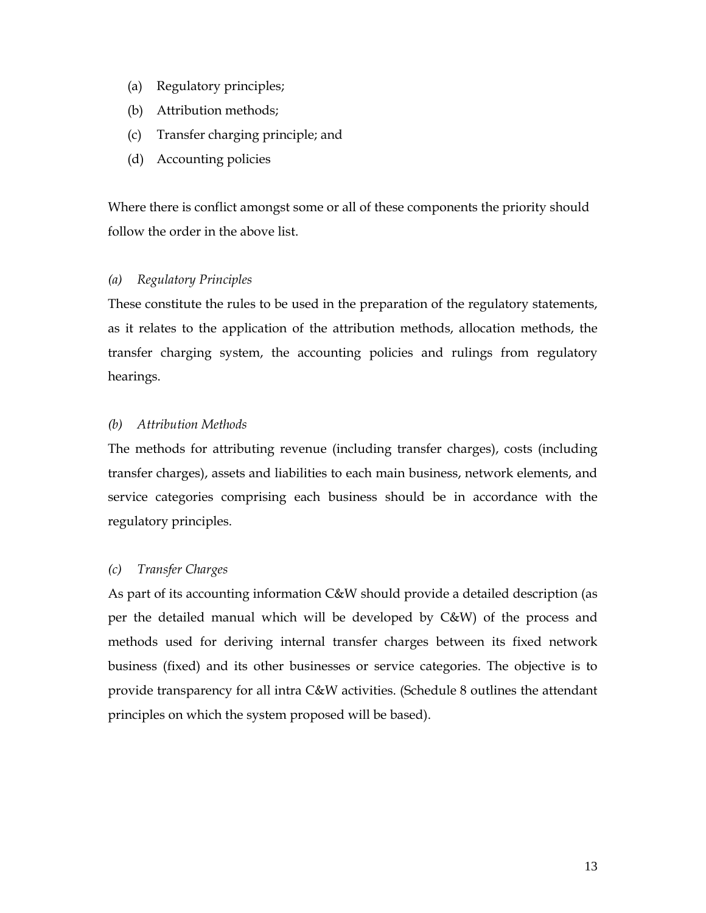(a) Regulatory principles;

(b) Attribution methods;

(c) Transfer charging principle; and

(d) Accounting policies

Where there is conflict amongst some or all of these components the priority should follow the order in the above list.

*(a) Regulatory Principles*

These constitute the rules to be used in the preparation of the regulatory statements, as it relates to the application of the attribution methods, allocation methods, the transfer charging system, the accounting policies and rulings from regulatory hearings.

*(b) Attribution Methods*

The methods for attributing revenue (including transfer charges), costs (including transfer charges), assets and liabilities to each main business, network elements, and service categories comprising each business should be in accordance with the regulatory principles.

*(c) Transfer Charges*

As part of its accounting information C&W should provide a detailed description (as per the detailed manual which will be developed by C&W) of the process and methods used for deriving internal transfer charges between its fixed network business (fixed) and its other businesses or service categories. The objective is to provide transparency for all intra C&W activities. (Schedule 8 outlines the attendant principles on which the system proposed will be based).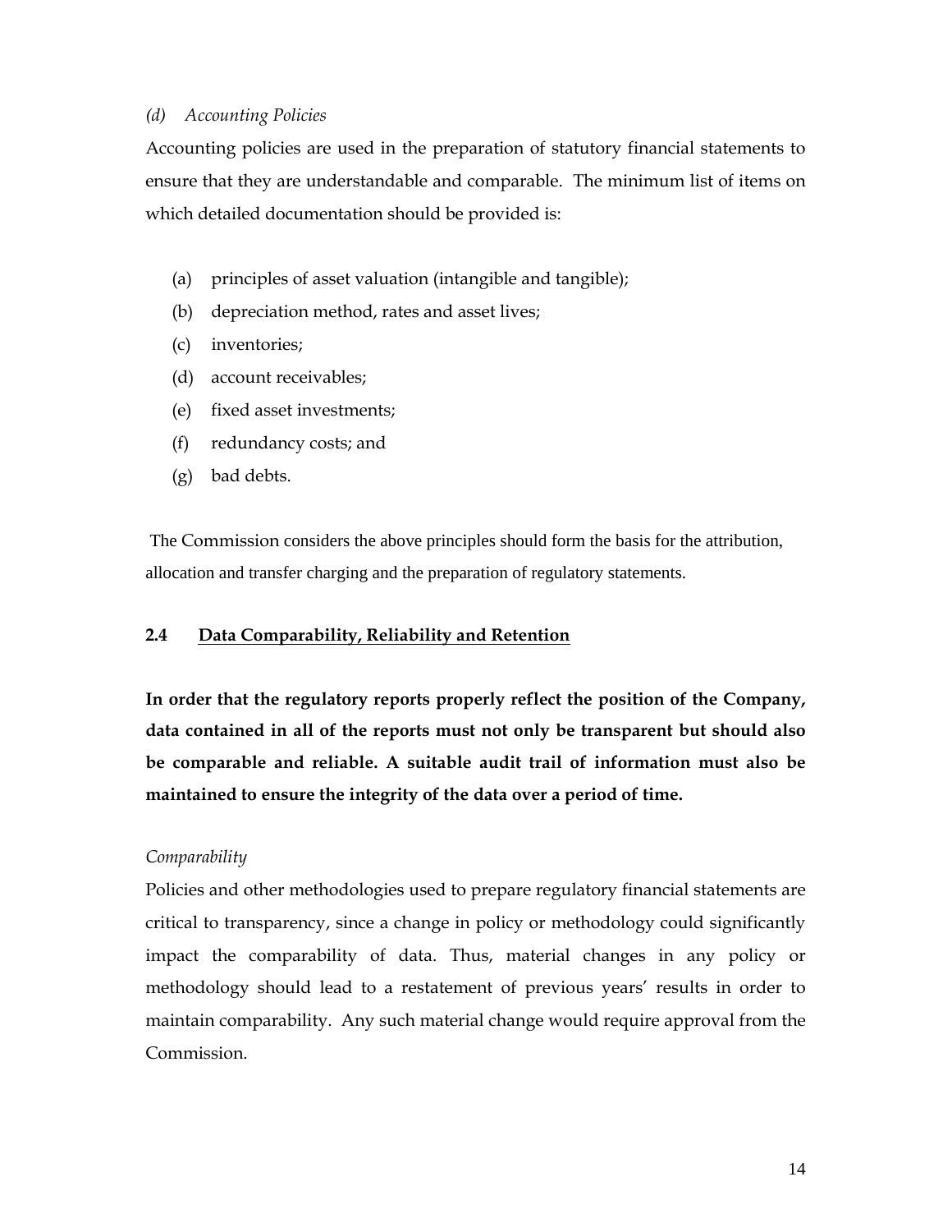*(d) Accounting Policies*

Accounting policies are used in the preparation of statutory financial statements to ensure that they are understandable and comparable. The minimum list of items on which detailed documentation should be provided is:

(a) principles of asset valuation (intangible and tangible);
(b) depreciation method, rates and asset lives;
(c) inventories;
(d) account receivables;
(e) fixed asset investments;
(f) redundancy costs; and
(g) bad debts.

The Commission considers the above principles should form the basis for the attribution, allocation and transfer charging and the preparation of regulatory statements.

## 2.4 Data Comparability, Reliability and Retention

**In order that the regulatory reports properly reflect the position of the Company, data contained in all of the reports must not only be transparent but should also be comparable and reliable. A suitable audit trail of information must also be maintained to ensure the integrity of the data over a period of time.**

*Comparability*

Policies and other methodologies used to prepare regulatory financial statements are critical to transparency, since a change in policy or methodology could significantly impact the comparability of data. Thus, material changes in any policy or methodology should lead to a restatement of previous years' results in order to maintain comparability. Any such material change would require approval from the Commission.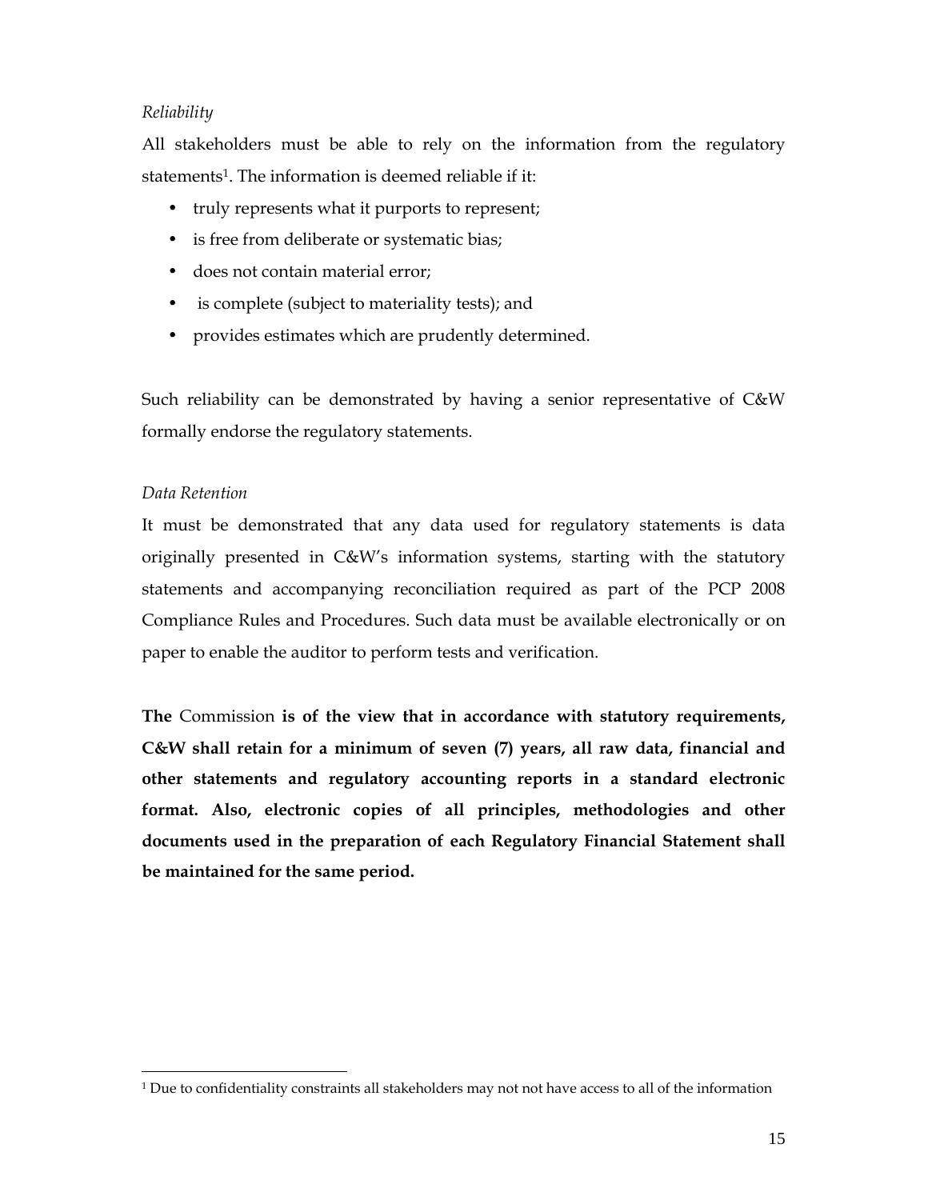*Reliability*

All stakeholders must be able to rely on the information from the regulatory statements[1]. The information is deemed reliable if it:

- truly represents what it purports to represent;
- is free from deliberate or systematic bias;
- does not contain material error;
- is complete (subject to materiality tests); and
- provides estimates which are prudently determined.

Such reliability can be demonstrated by having a senior representative of C&W formally endorse the regulatory statements.

*Data Retention*

It must be demonstrated that any data used for regulatory statements is data originally presented in C&W's information systems, starting with the statutory statements and accompanying reconciliation required as part of the PCP 2008 Compliance Rules and Procedures. Such data must be available electronically or on paper to enable the auditor to perform tests and verification.

**The** Commission **is of the view that in accordance with statutory requirements, C&W shall retain for a minimum of seven (7) years, all raw data, financial and other statements and regulatory accounting reports in a standard electronic format. Also, electronic copies of all principles, methodologies and other documents used in the preparation of each Regulatory Financial Statement shall be maintained for the same period.**

[1] Due to confidentiality constraints all stakeholders may not not have access to all of the information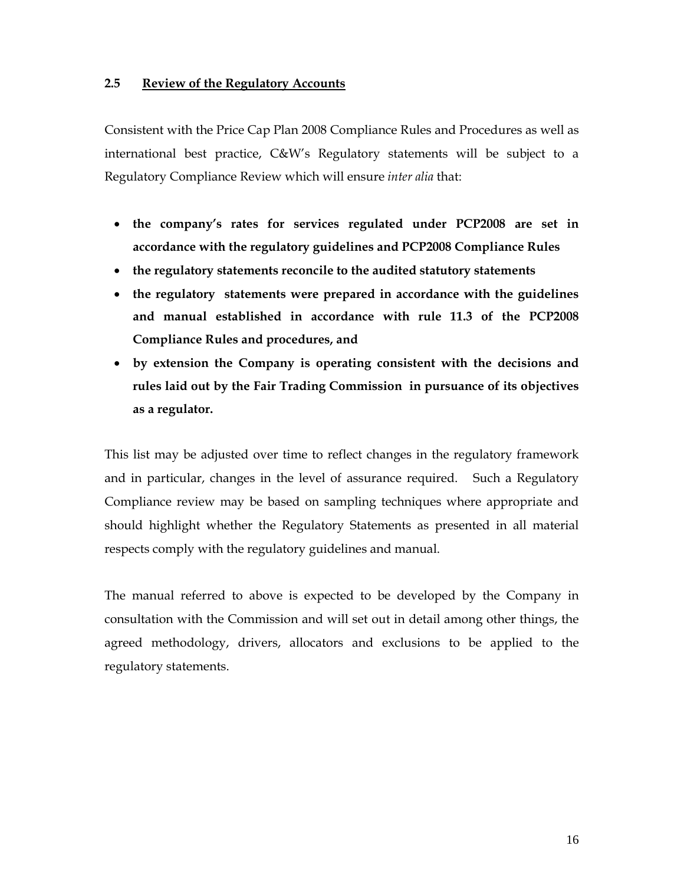## 2.5 Review of the Regulatory Accounts

Consistent with the Price Cap Plan 2008 Compliance Rules and Procedures as well as international best practice, C&W's Regulatory statements will be subject to a Regulatory Compliance Review which will ensure *inter alia* that:

- **the company's rates for services regulated under PCP2008 are set in accordance with the regulatory guidelines and PCP2008 Compliance Rules**
- **the regulatory statements reconcile to the audited statutory statements**
- **the regulatory statements were prepared in accordance with the guidelines and manual established in accordance with rule 11.3 of the PCP2008 Compliance Rules and procedures, and**
- **by extension the Company is operating consistent with the decisions and rules laid out by the Fair Trading Commission in pursuance of its objectives as a regulator.**

This list may be adjusted over time to reflect changes in the regulatory framework and in particular, changes in the level of assurance required. Such a Regulatory Compliance review may be based on sampling techniques where appropriate and should highlight whether the Regulatory Statements as presented in all material respects comply with the regulatory guidelines and manual.

The manual referred to above is expected to be developed by the Company in consultation with the Commission and will set out in detail among other things, the agreed methodology, drivers, allocators and exclusions to be applied to the regulatory statements.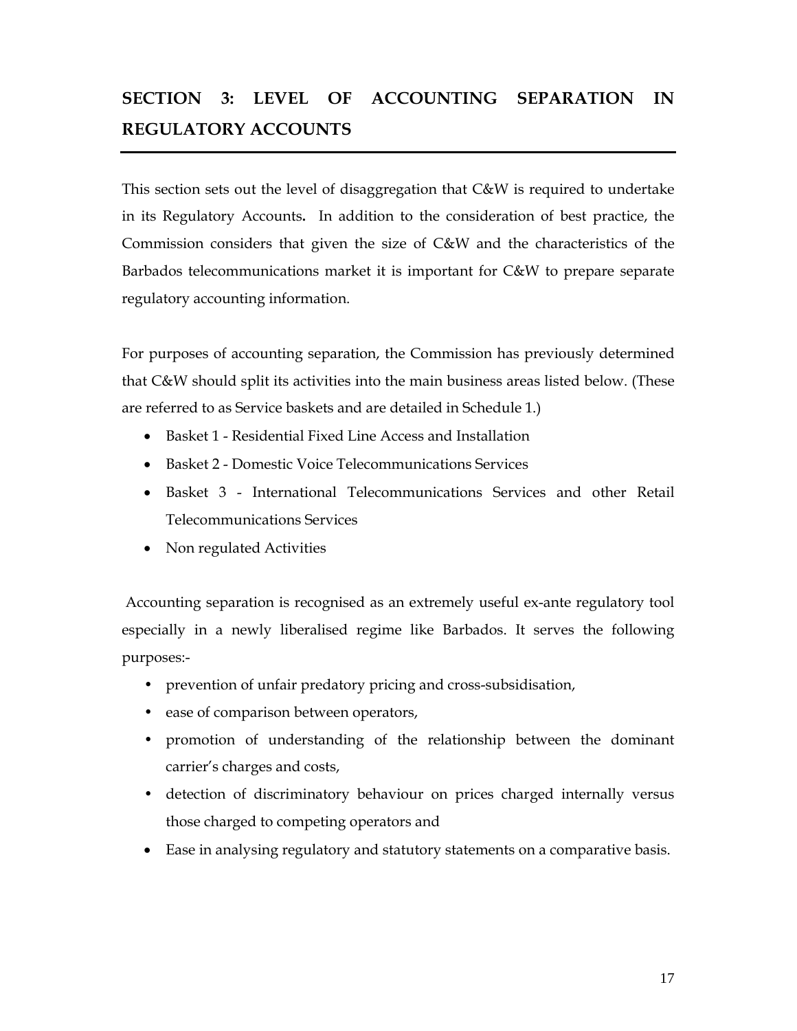# SECTION 3: LEVEL OF ACCOUNTING SEPARATION IN REGULATORY ACCOUNTS

This section sets out the level of disaggregation that C&W is required to undertake in its Regulatory Accounts**.** In addition to the consideration of best practice, the Commission considers that given the size of C&W and the characteristics of the Barbados telecommunications market it is important for C&W to prepare separate regulatory accounting information.

For purposes of accounting separation, the Commission has previously determined that C&W should split its activities into the main business areas listed below. (These are referred to as Service baskets and are detailed in Schedule 1.)

- Basket 1 - Residential Fixed Line Access and Installation
- Basket 2 - Domestic Voice Telecommunications Services
- Basket 3 - International Telecommunications Services and other Retail Telecommunications Services
- Non regulated Activities

Accounting separation is recognised as an extremely useful ex-ante regulatory tool especially in a newly liberalised regime like Barbados. It serves the following purposes:-

- prevention of unfair predatory pricing and cross-subsidisation,
- ease of comparison between operators,
- promotion of understanding of the relationship between the dominant carrier's charges and costs,
- detection of discriminatory behaviour on prices charged internally versus those charged to competing operators and
- Ease in analysing regulatory and statutory statements on a comparative basis.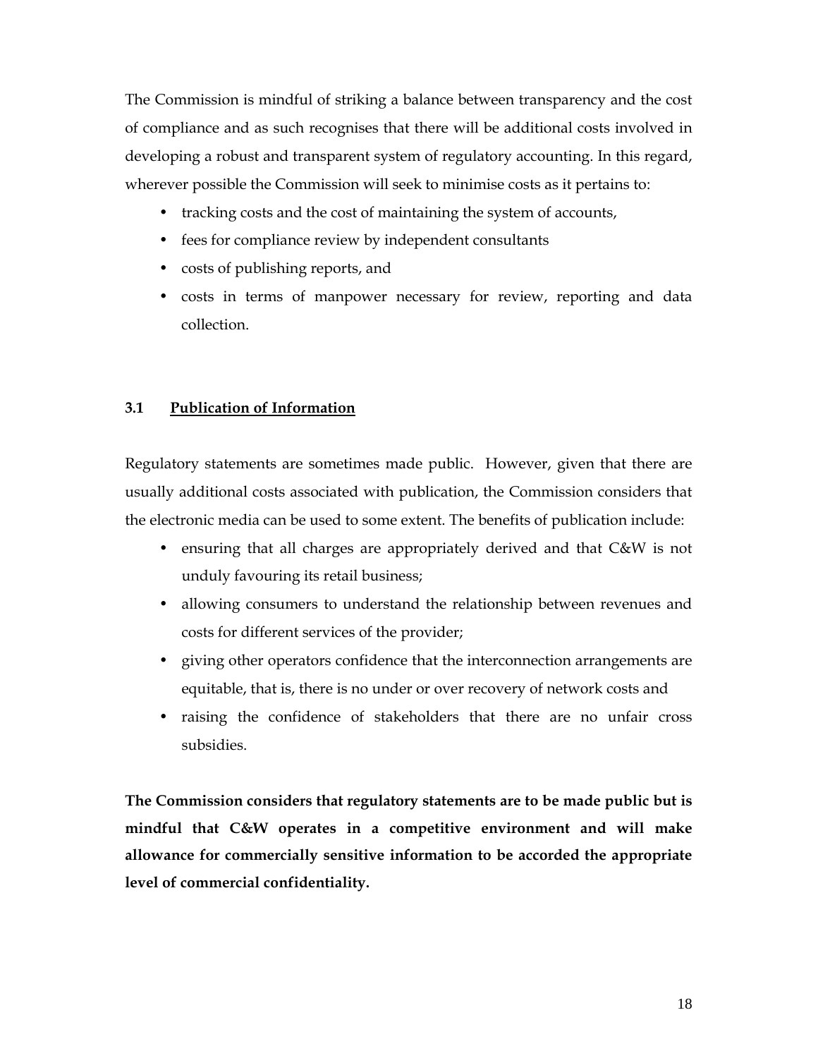The Commission is mindful of striking a balance between transparency and the cost of compliance and as such recognises that there will be additional costs involved in developing a robust and transparent system of regulatory accounting. In this regard, wherever possible the Commission will seek to minimise costs as it pertains to:

- tracking costs and the cost of maintaining the system of accounts,
- fees for compliance review by independent consultants
- costs of publishing reports, and
- costs in terms of manpower necessary for review, reporting and data collection.

### 3.1 Publication of Information

Regulatory statements are sometimes made public. However, given that there are usually additional costs associated with publication, the Commission considers that the electronic media can be used to some extent. The benefits of publication include:

- ensuring that all charges are appropriately derived and that C&W is not unduly favouring its retail business;
- allowing consumers to understand the relationship between revenues and costs for different services of the provider;
- giving other operators confidence that the interconnection arrangements are equitable, that is, there is no under or over recovery of network costs and
- raising the confidence of stakeholders that there are no unfair cross subsidies.

**The Commission considers that regulatory statements are to be made public but is mindful that C&W operates in a competitive environment and will make allowance for commercially sensitive information to be accorded the appropriate level of commercial confidentiality.**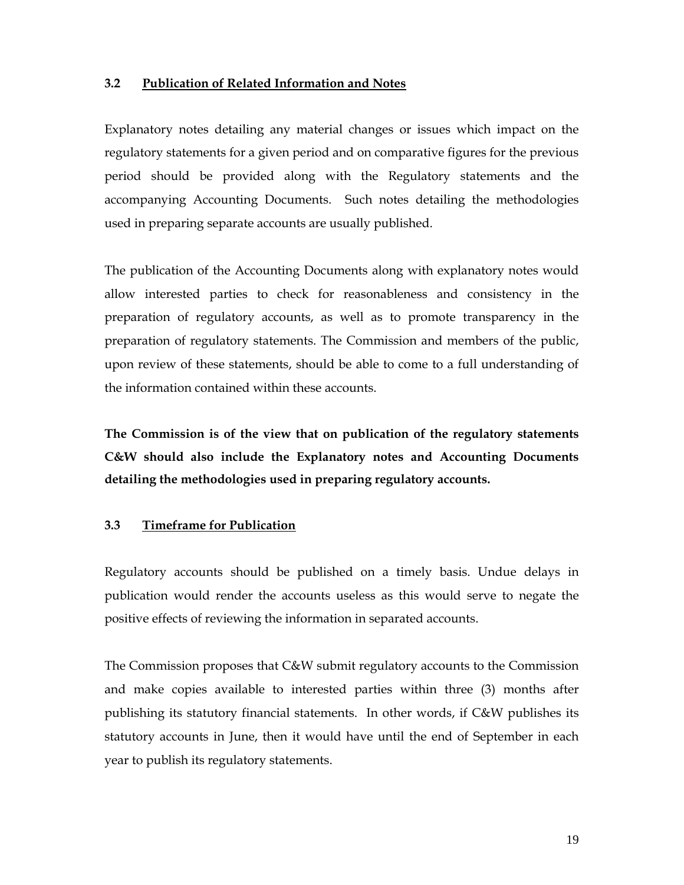### 3.2 Publication of Related Information and Notes

Explanatory notes detailing any material changes or issues which impact on the regulatory statements for a given period and on comparative figures for the previous period should be provided along with the Regulatory statements and the accompanying Accounting Documents. Such notes detailing the methodologies used in preparing separate accounts are usually published.

The publication of the Accounting Documents along with explanatory notes would allow interested parties to check for reasonableness and consistency in the preparation of regulatory accounts, as well as to promote transparency in the preparation of regulatory statements. The Commission and members of the public, upon review of these statements, should be able to come to a full understanding of the information contained within these accounts.

**The Commission is of the view that on publication of the regulatory statements C&W should also include the Explanatory notes and Accounting Documents detailing the methodologies used in preparing regulatory accounts.**

### 3.3 Timeframe for Publication

Regulatory accounts should be published on a timely basis. Undue delays in publication would render the accounts useless as this would serve to negate the positive effects of reviewing the information in separated accounts.

The Commission proposes that C&W submit regulatory accounts to the Commission and make copies available to interested parties within three (3) months after publishing its statutory financial statements. In other words, if C&W publishes its statutory accounts in June, then it would have until the end of September in each year to publish its regulatory statements.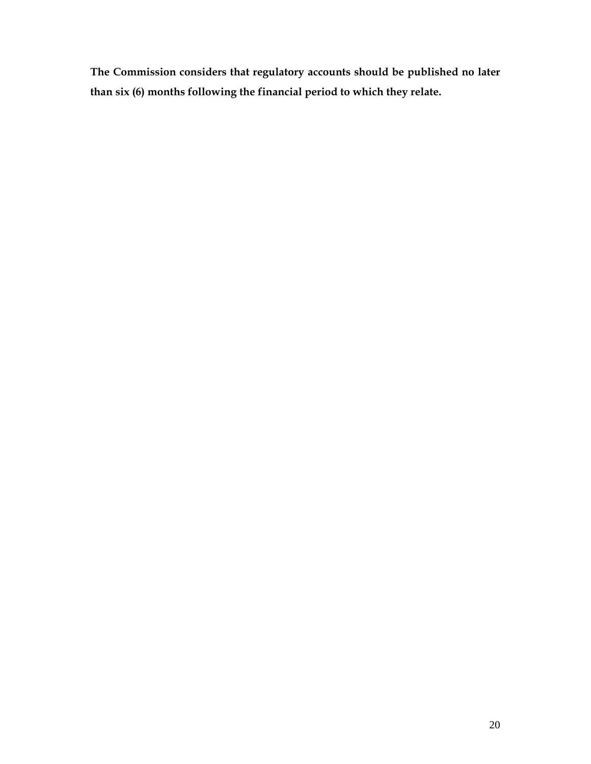**The Commission considers that regulatory accounts should be published no later than six (6) months following the financial period to which they relate.**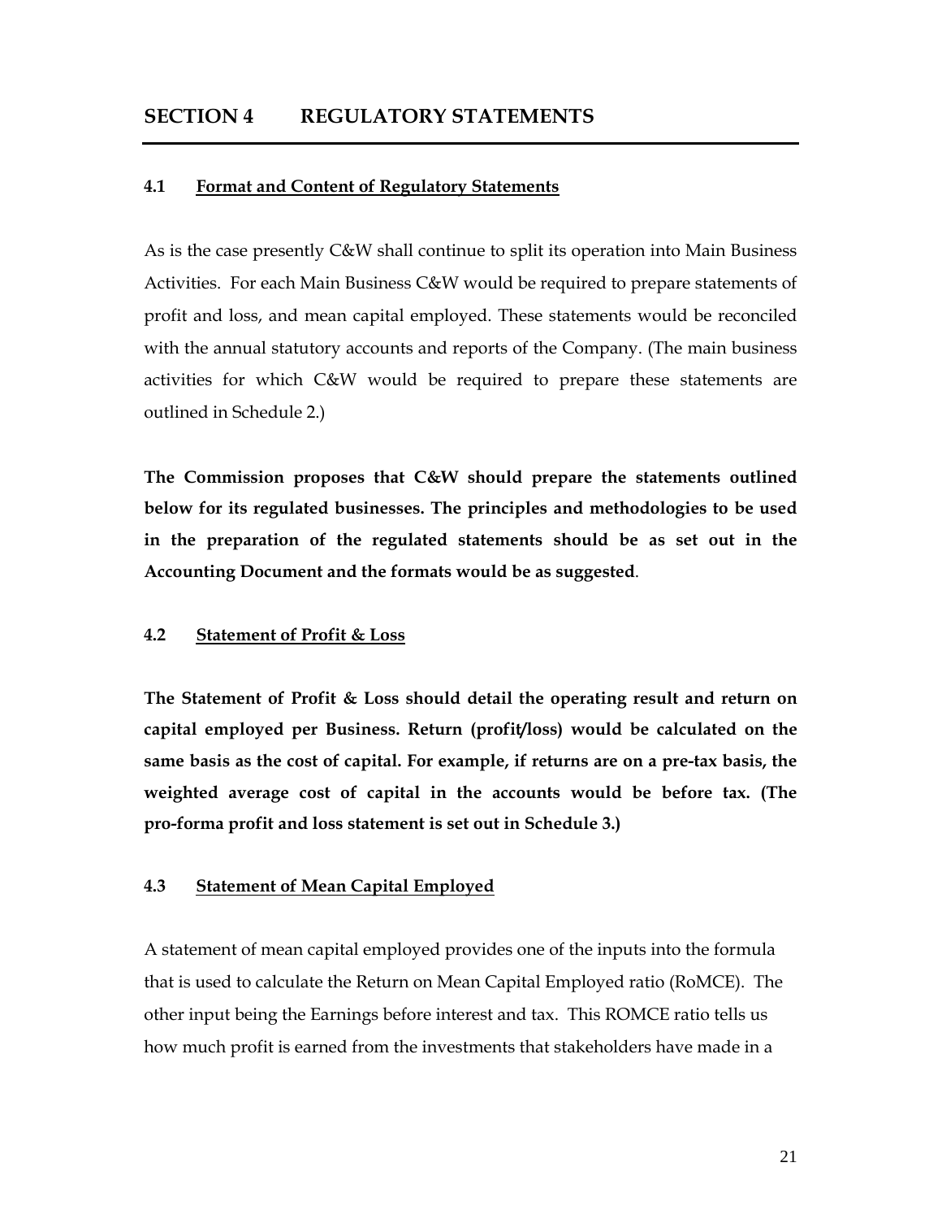## SECTION 4 REGULATORY STATEMENTS

### 4.1 Format and Content of Regulatory Statements

As is the case presently C&W shall continue to split its operation into Main Business Activities. For each Main Business C&W would be required to prepare statements of profit and loss, and mean capital employed. These statements would be reconciled with the annual statutory accounts and reports of the Company. (The main business activities for which C&W would be required to prepare these statements are outlined in Schedule 2.)

**The Commission proposes that C&W should prepare the statements outlined below for its regulated businesses. The principles and methodologies to be used in the preparation of the regulated statements should be as set out in the Accounting Document and the formats would be as suggested**.

### 4.2 Statement of Profit & Loss

**The Statement of Profit & Loss should detail the operating result and return on capital employed per Business. Return (profit/loss) would be calculated on the same basis as the cost of capital. For example, if returns are on a pre-tax basis, the weighted average cost of capital in the accounts would be before tax. (The pro-forma profit and loss statement is set out in Schedule 3.)**

### 4.3 Statement of Mean Capital Employed

A statement of mean capital employed provides one of the inputs into the formula that is used to calculate the Return on Mean Capital Employed ratio (RoMCE). The other input being the Earnings before interest and tax. This ROMCE ratio tells us how much profit is earned from the investments that stakeholders have made in a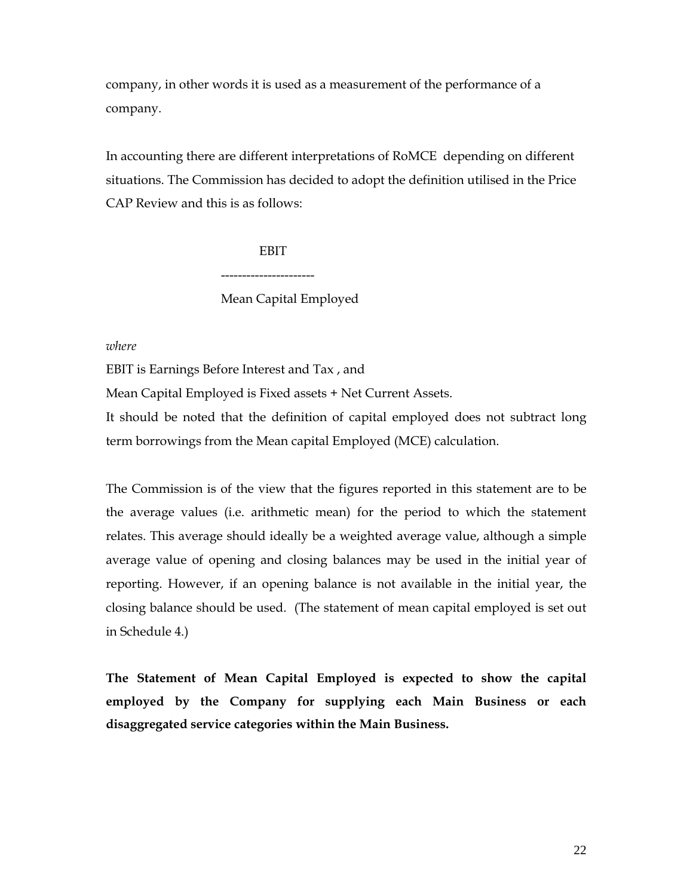company, in other words it is used as a measurement of the performance of a company.

In accounting there are different interpretations of RoMCE depending on different situations. The Commission has decided to adopt the definition utilised in the Price CAP Review and this is as follows:

$$\frac{\text{EBIT}}{\text{Mean Capital Employed}}$$

*where*

EBIT is Earnings Before Interest and Tax , and

Mean Capital Employed is Fixed assets + Net Current Assets.

It should be noted that the definition of capital employed does not subtract long term borrowings from the Mean capital Employed (MCE) calculation.

The Commission is of the view that the figures reported in this statement are to be the average values (i.e. arithmetic mean) for the period to which the statement relates. This average should ideally be a weighted average value, although a simple average value of opening and closing balances may be used in the initial year of reporting. However, if an opening balance is not available in the initial year, the closing balance should be used. (The statement of mean capital employed is set out in Schedule 4.)

**The Statement of Mean Capital Employed is expected to show the capital employed by the Company for supplying each Main Business or each disaggregated service categories within the Main Business.**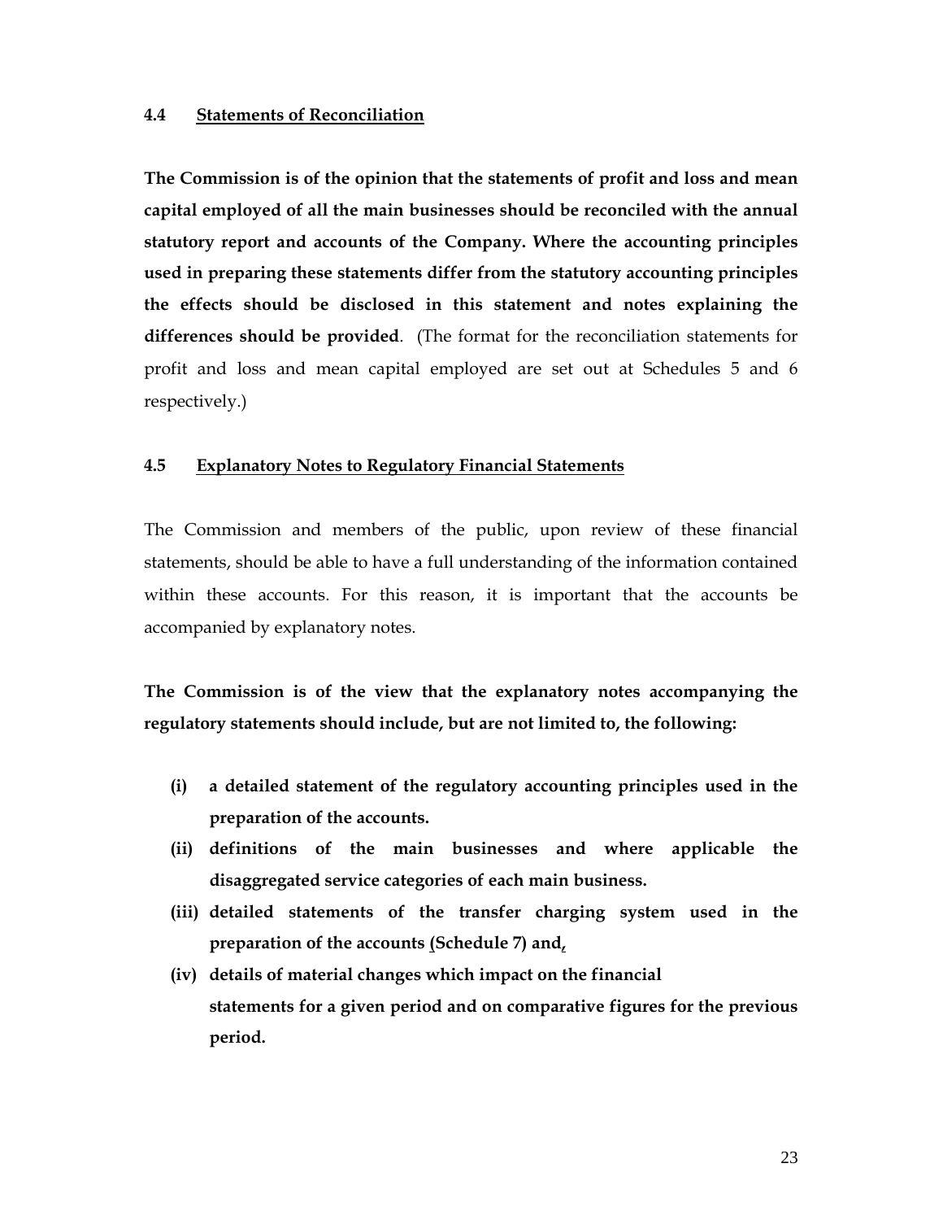### 4.4 Statements of Reconciliation

**The Commission is of the opinion that the statements of profit and loss and mean capital employed of all the main businesses should be reconciled with the annual statutory report and accounts of the Company. Where the accounting principles used in preparing these statements differ from the statutory accounting principles the effects should be disclosed in this statement and notes explaining the differences should be provided**. (The format for the reconciliation statements for profit and loss and mean capital employed are set out at Schedules 5 and 6 respectively.)

### 4.5 Explanatory Notes to Regulatory Financial Statements

The Commission and members of the public, upon review of these financial statements, should be able to have a full understanding of the information contained within these accounts. For this reason, it is important that the accounts be accompanied by explanatory notes.

**The Commission is of the view that the explanatory notes accompanying the regulatory statements should include, but are not limited to, the following:**

- **(i) a detailed statement of the regulatory accounting principles used in the preparation of the accounts.**
- **(ii) definitions of the main businesses and where applicable the disaggregated service categories of each main business.**
- **(iii) detailed statements of the transfer charging system used in the preparation of the accounts (Schedule 7) and,**
- **(iv) details of material changes which impact on the financial statements for a given period and on comparative figures for the previous period.**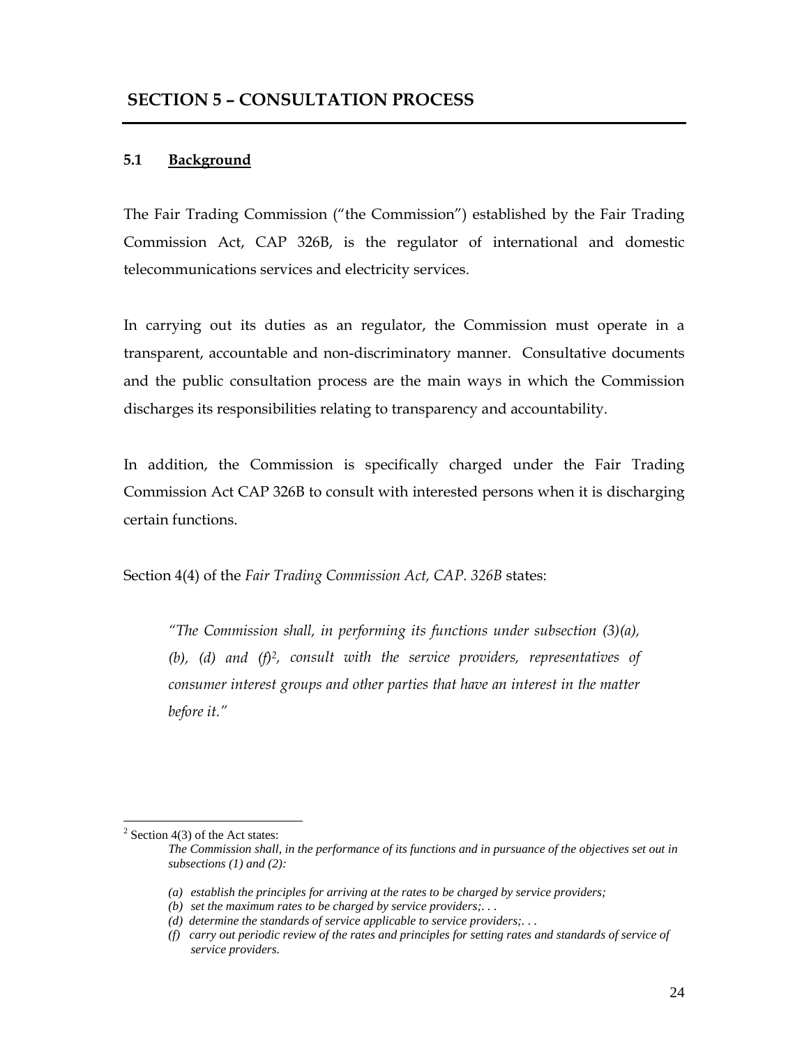## SECTION 5 – CONSULTATION PROCESS

### 5.1 Background

The Fair Trading Commission ("the Commission") established by the Fair Trading Commission Act, CAP 326B, is the regulator of international and domestic telecommunications services and electricity services.

In carrying out its duties as an regulator, the Commission must operate in a transparent, accountable and non-discriminatory manner. Consultative documents and the public consultation process are the main ways in which the Commission discharges its responsibilities relating to transparency and accountability.

In addition, the Commission is specifically charged under the Fair Trading Commission Act CAP 326B to consult with interested persons when it is discharging certain functions.

Section 4(4) of the *Fair Trading Commission Act, CAP. 326B* states:

> *"The Commission shall, in performing its functions under subsection (3)(a), (b), (d) and (f)*[2]*, consult with the service providers, representatives of consumer interest groups and other parties that have an interest in the matter before it."*

---

[2] Section 4(3) of the Act states:

> *The Commission shall, in the performance of its functions and in pursuance of the objectives set out in subsections (1) and (2):*
>
> *(a) establish the principles for arriving at the rates to be charged by service providers;*
> *(b) set the maximum rates to be charged by service providers;. . .*
> *(d) determine the standards of service applicable to service providers;. . .*
> *(f) carry out periodic review of the rates and principles for setting rates and standards of service of service providers.*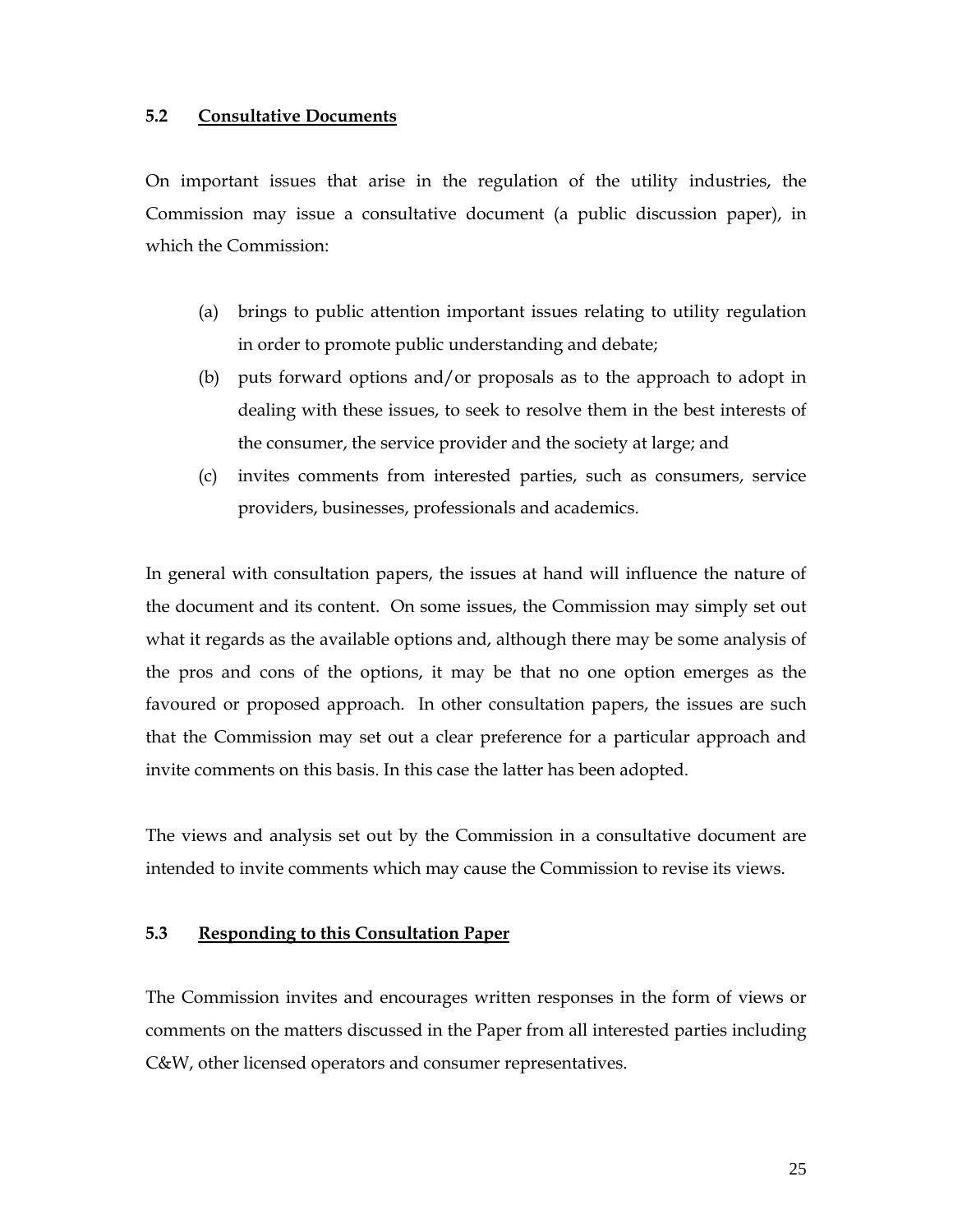### 5.2 <u>Consultative Documents</u>

On important issues that arise in the regulation of the utility industries, the Commission may issue a consultative document (a public discussion paper), in which the Commission:

(a) brings to public attention important issues relating to utility regulation in order to promote public understanding and debate;

(b) puts forward options and/or proposals as to the approach to adopt in dealing with these issues, to seek to resolve them in the best interests of the consumer, the service provider and the society at large; and

(c) invites comments from interested parties, such as consumers, service providers, businesses, professionals and academics.

In general with consultation papers, the issues at hand will influence the nature of the document and its content. On some issues, the Commission may simply set out what it regards as the available options and, although there may be some analysis of the pros and cons of the options, it may be that no one option emerges as the favoured or proposed approach. In other consultation papers, the issues are such that the Commission may set out a clear preference for a particular approach and invite comments on this basis. In this case the latter has been adopted.

The views and analysis set out by the Commission in a consultative document are intended to invite comments which may cause the Commission to revise its views.

### 5.3 <u>Responding to this Consultation Paper</u>

The Commission invites and encourages written responses in the form of views or comments on the matters discussed in the Paper from all interested parties including C&W, other licensed operators and consumer representatives.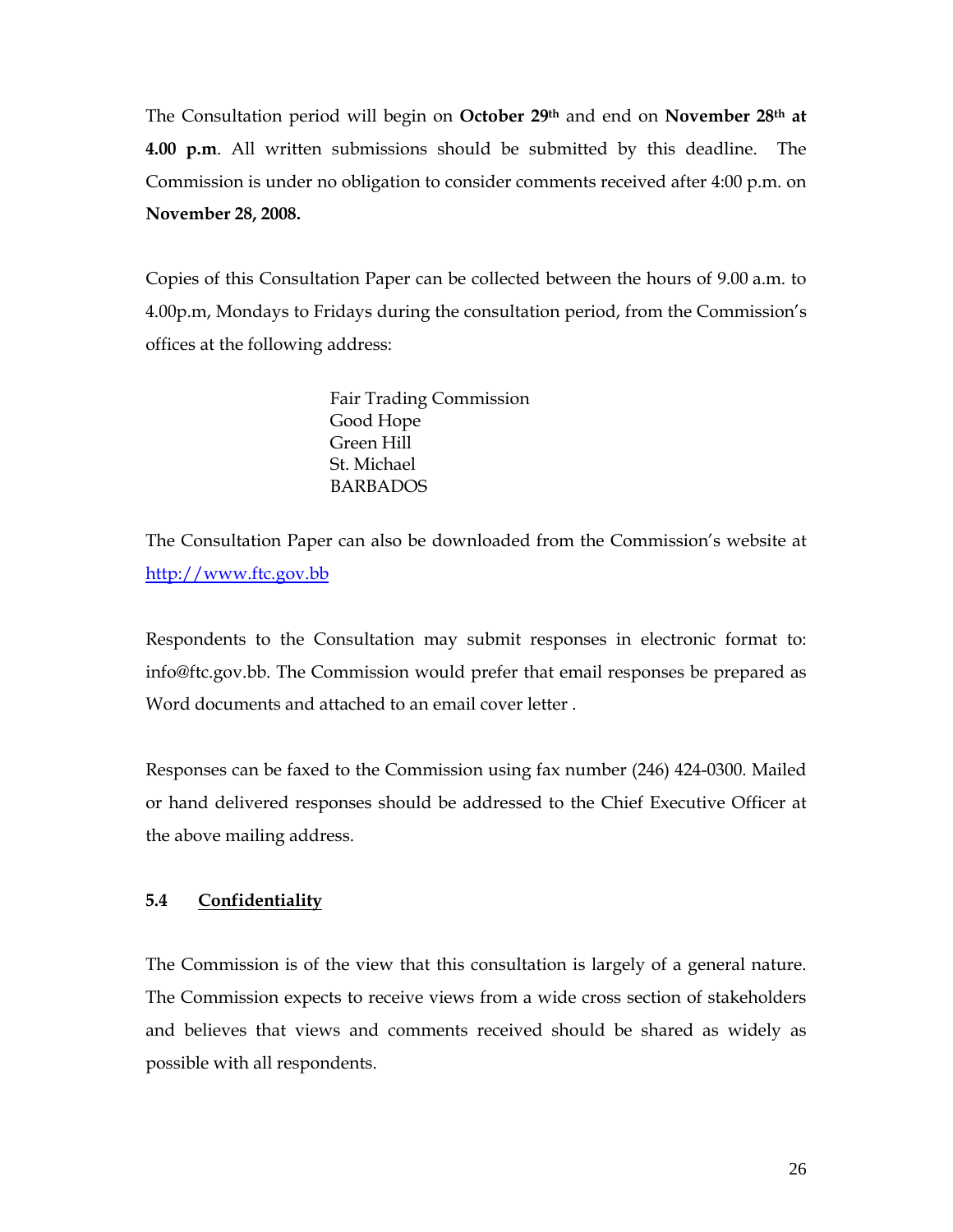The Consultation period will begin on **October 29th** and end on **November 28th at 4.00 p.m**. All written submissions should be submitted by this deadline. The Commission is under no obligation to consider comments received after 4:00 p.m. on **November 28, 2008.**

Copies of this Consultation Paper can be collected between the hours of 9.00 a.m. to 4.00p.m, Mondays to Fridays during the consultation period, from the Commission's offices at the following address:

Fair Trading Commission
Good Hope
Green Hill
St. Michael
BARBADOS

The Consultation Paper can also be downloaded from the Commission's website at http://www.ftc.gov.bb

Respondents to the Consultation may submit responses in electronic format to: info@ftc.gov.bb. The Commission would prefer that email responses be prepared as Word documents and attached to an email cover letter .

Responses can be faxed to the Commission using fax number (246) 424-0300. Mailed or hand delivered responses should be addressed to the Chief Executive Officer at the above mailing address.

### 5.4 Confidentiality

The Commission is of the view that this consultation is largely of a general nature. The Commission expects to receive views from a wide cross section of stakeholders and believes that views and comments received should be shared as widely as possible with all respondents.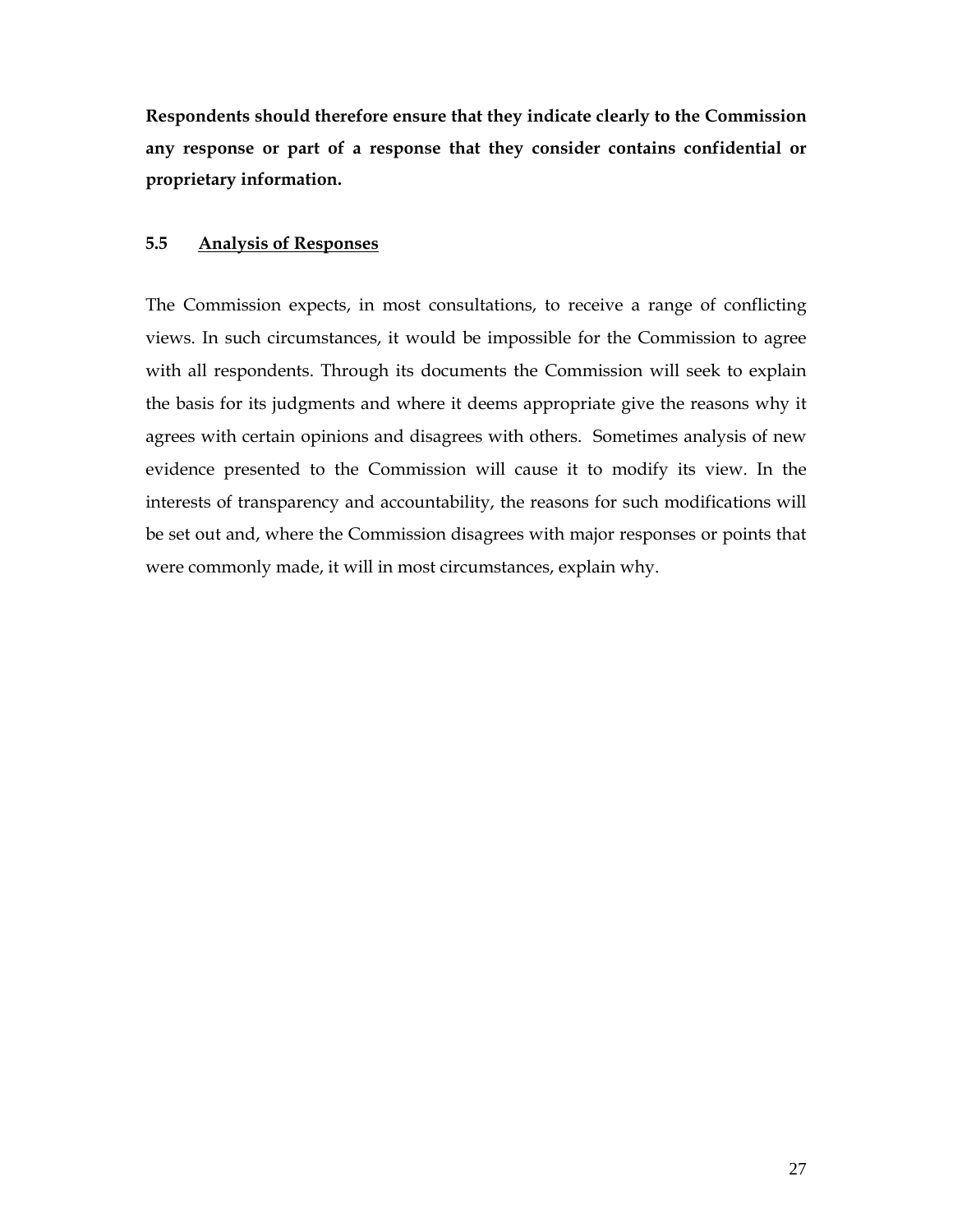**Respondents should therefore ensure that they indicate clearly to the Commission any response or part of a response that they consider contains confidential or proprietary information.**

### 5.5 Analysis of Responses

The Commission expects, in most consultations, to receive a range of conflicting views. In such circumstances, it would be impossible for the Commission to agree with all respondents. Through its documents the Commission will seek to explain the basis for its judgments and where it deems appropriate give the reasons why it agrees with certain opinions and disagrees with others. Sometimes analysis of new evidence presented to the Commission will cause it to modify its view. In the interests of transparency and accountability, the reasons for such modifications will be set out and, where the Commission disagrees with major responses or points that were commonly made, it will in most circumstances, explain why.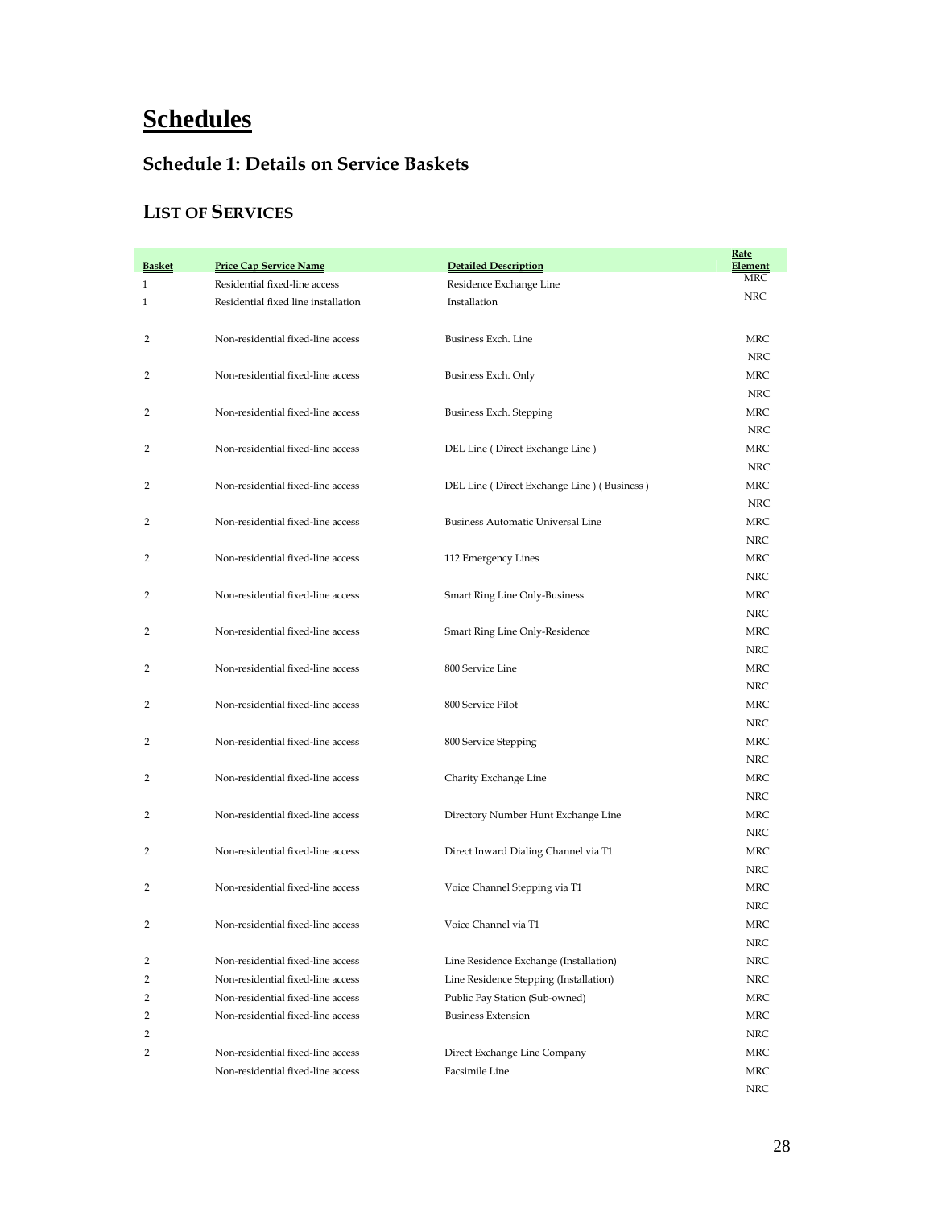# Schedules

## Schedule 1: Details on Service Baskets

## LIST OF SERVICES

| Basket | Price Cap Service Name | Detailed Description | Rate Element |
|---|---|---|---|
| 1 | Residential fixed-line access | Residence Exchange Line | MRC |
| 1 | Residential fixed line installation | Installation | NRC |
| 2 | Non-residential fixed-line access | Business Exch. Line | MRC |
| | | | NRC |
| 2 | Non-residential fixed-line access | Business Exch. Only | MRC |
| | | | NRC |
| 2 | Non-residential fixed-line access | Business Exch. Stepping | MRC |
| | | | NRC |
| 2 | Non-residential fixed-line access | DEL Line ( Direct Exchange Line ) | MRC |
| | | | NRC |
| 2 | Non-residential fixed-line access | DEL Line ( Direct Exchange Line ) ( Business ) | MRC |
| | | | NRC |
| 2 | Non-residential fixed-line access | Business Automatic Universal Line | MRC |
| | | | NRC |
| 2 | Non-residential fixed-line access | 112 Emergency Lines | MRC |
| | | | NRC |
| 2 | Non-residential fixed-line access | Smart Ring Line Only-Business | MRC |
| | | | NRC |
| 2 | Non-residential fixed-line access | Smart Ring Line Only-Residence | MRC |
| | | | NRC |
| 2 | Non-residential fixed-line access | 800 Service Line | MRC |
| | | | NRC |
| 2 | Non-residential fixed-line access | 800 Service Pilot | MRC |
| | | | NRC |
| 2 | Non-residential fixed-line access | 800 Service Stepping | MRC |
| | | | NRC |
| 2 | Non-residential fixed-line access | Charity Exchange Line | MRC |
| | | | NRC |
| 2 | Non-residential fixed-line access | Directory Number Hunt Exchange Line | MRC |
| | | | NRC |
| 2 | Non-residential fixed-line access | Direct Inward Dialing Channel via T1 | MRC |
| | | | NRC |
| 2 | Non-residential fixed-line access | Voice Channel Stepping via T1 | MRC |
| | | | NRC |
| 2 | Non-residential fixed-line access | Voice Channel via T1 | MRC |
| | | | NRC |
| 2 | Non-residential fixed-line access | Line Residence Exchange (Installation) | NRC |
| 2 | Non-residential fixed-line access | Line Residence Stepping (Installation) | NRC |
| 2 | Non-residential fixed-line access | Public Pay Station (Sub-owned) | MRC |
| 2 | Non-residential fixed-line access | Business Extension | MRC |
| 2 | | | NRC |
| 2 | Non-residential fixed-line access | Direct Exchange Line Company | MRC |
| | Non-residential fixed-line access | Facsimile Line | MRC |
| | | | NRC |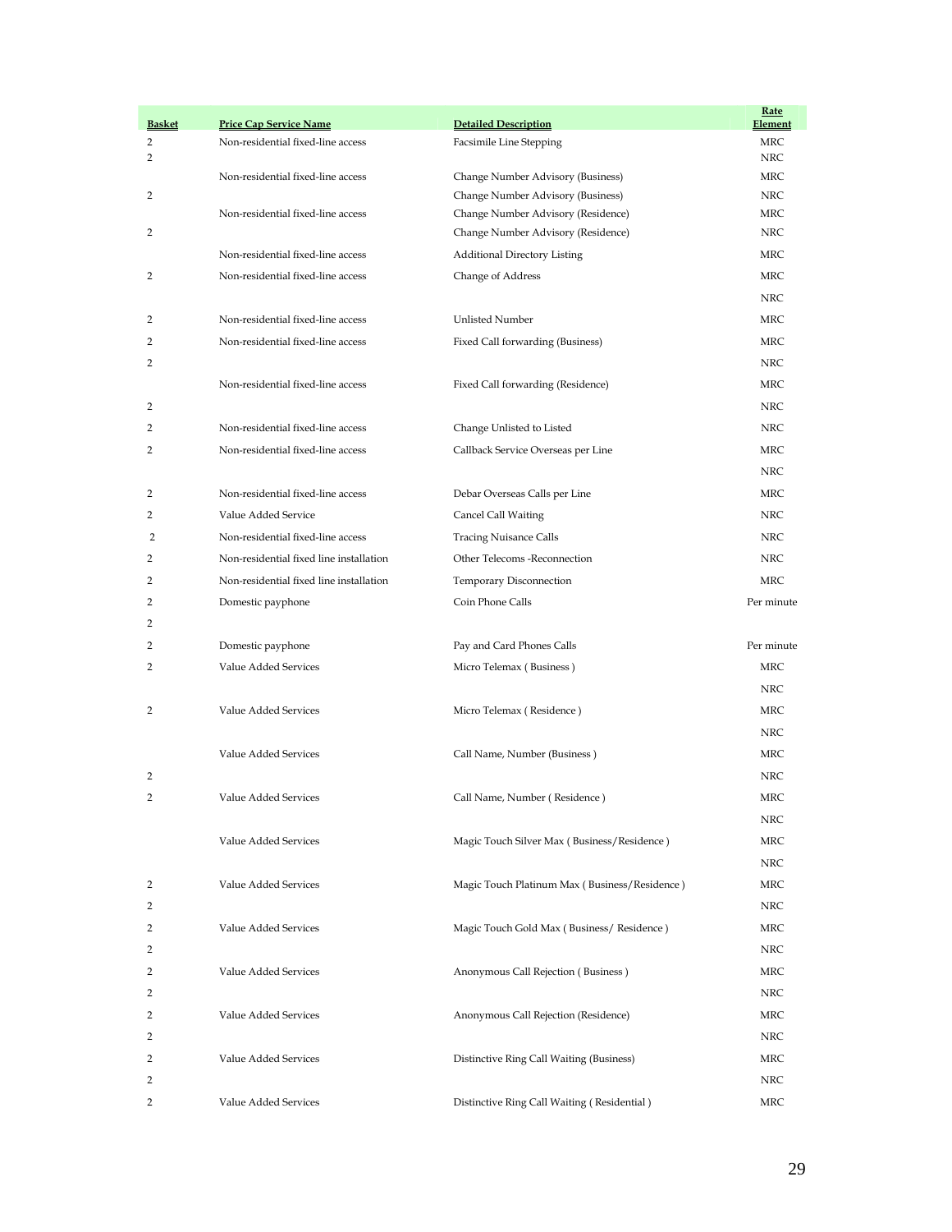| Basket | Price Cap Service Name | Detailed Description | Rate Element |
|---|---|---|---|
| 2 | Non-residential fixed-line access | Facsimile Line Stepping | MRC |
| 2 | | | NRC |
| | Non-residential fixed-line access | Change Number Advisory (Business) | MRC |
| 2 | | Change Number Advisory (Business) | NRC |
| | Non-residential fixed-line access | Change Number Advisory (Residence) | MRC |
| 2 | | Change Number Advisory (Residence) | NRC |
| | Non-residential fixed-line access | Additional Directory Listing | MRC |
| 2 | Non-residential fixed-line access | Change of Address | MRC |
| | | | NRC |
| 2 | Non-residential fixed-line access | Unlisted Number | MRC |
| 2 | Non-residential fixed-line access | Fixed Call forwarding (Business) | MRC |
| 2 | | | NRC |
| | Non-residential fixed-line access | Fixed Call forwarding (Residence) | MRC |
| 2 | | | NRC |
| 2 | Non-residential fixed-line access | Change Unlisted to Listed | NRC |
| 2 | Non-residential fixed-line access | Callback Service Overseas per Line | MRC |
| | | | NRC |
| 2 | Non-residential fixed-line access | Debar Overseas Calls per Line | MRC |
| 2 | Value Added Service | Cancel Call Waiting | NRC |
| 2 | Non-residential fixed-line access | Tracing Nuisance Calls | NRC |
| 2 | Non-residential fixed line installation | Other Telecoms -Reconnection | NRC |
| 2 | Non-residential fixed line installation | Temporary Disconnection | MRC |
| 2 | Domestic payphone | Coin Phone Calls | Per minute |
| 2 | | | |
| 2 | Domestic payphone | Pay and Card Phones Calls | Per minute |
| 2 | Value Added Services | Micro Telemax ( Business ) | MRC |
| | | | NRC |
| 2 | Value Added Services | Micro Telemax ( Residence ) | MRC |
| | | | NRC |
| | Value Added Services | Call Name, Number (Business ) | MRC |
| 2 | | | NRC |
| 2 | Value Added Services | Call Name, Number ( Residence ) | MRC |
| | | | NRC |
| | Value Added Services | Magic Touch Silver Max ( Business/Residence ) | MRC |
| | | | NRC |
| 2 | Value Added Services | Magic Touch Platinum Max ( Business/Residence ) | MRC |
| 2 | | | NRC |
| 2 | Value Added Services | Magic Touch Gold Max ( Business/ Residence ) | MRC |
| 2 | | | NRC |
| 2 | Value Added Services | Anonymous Call Rejection ( Business ) | MRC |
| 2 | | | NRC |
| 2 | Value Added Services | Anonymous Call Rejection (Residence) | MRC |
| 2 | | | NRC |
| 2 | Value Added Services | Distinctive Ring Call Waiting (Business) | MRC |
| 2 | | | NRC |
| 2 | Value Added Services | Distinctive Ring Call Waiting ( Residential ) | MRC |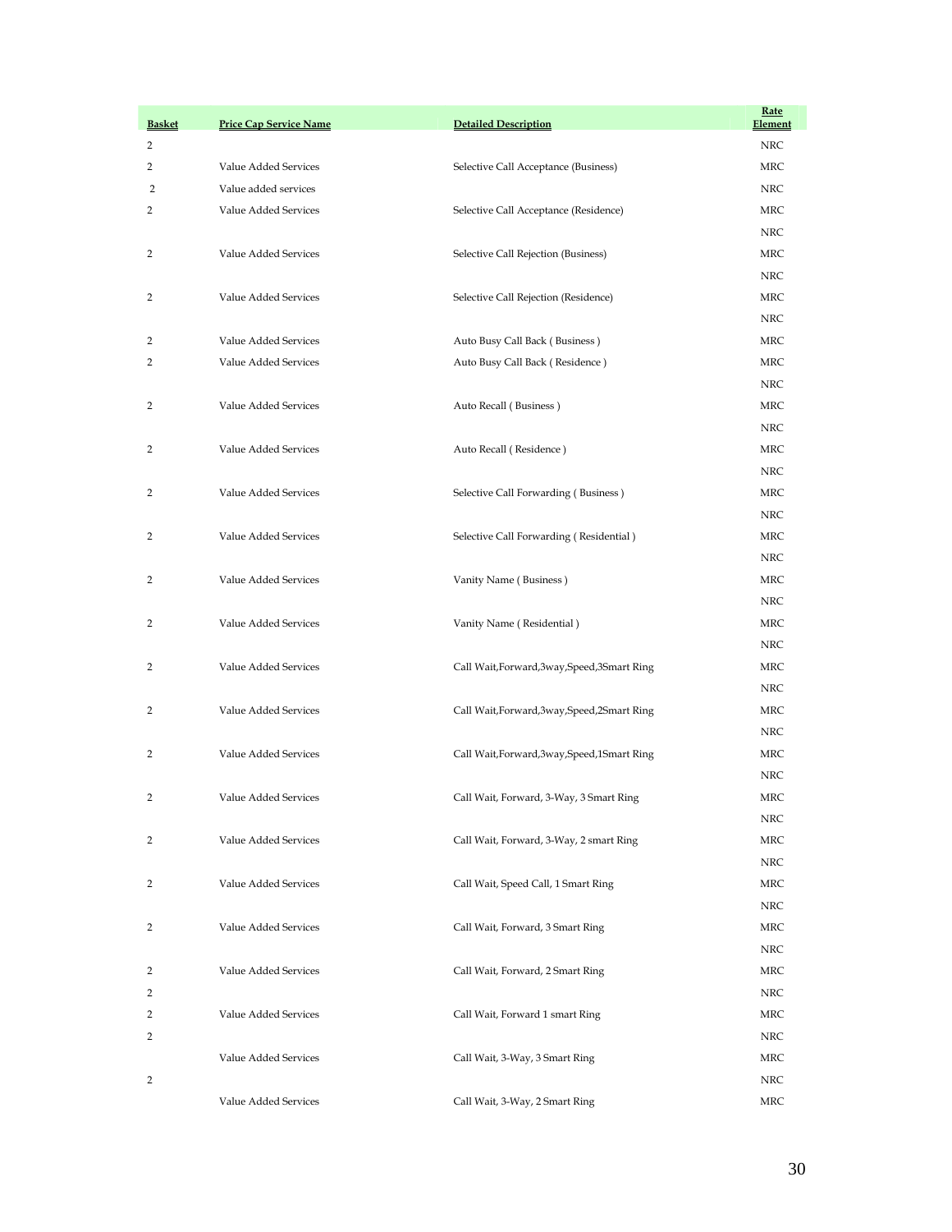| Basket | Price Cap Service Name | Detailed Description | Rate Element |
|---|---|---|---|
| 2 | | | NRC |
| 2 | Value Added Services | Selective Call Acceptance (Business) | MRC |
| 2 | Value added services | | NRC |
| 2 | Value Added Services | Selective Call Acceptance (Residence) | MRC |
| | | | NRC |
| 2 | Value Added Services | Selective Call Rejection (Business) | MRC |
| | | | NRC |
| 2 | Value Added Services | Selective Call Rejection (Residence) | MRC |
| | | | NRC |
| 2 | Value Added Services | Auto Busy Call Back ( Business ) | MRC |
| 2 | Value Added Services | Auto Busy Call Back ( Residence ) | MRC |
| | | | NRC |
| 2 | Value Added Services | Auto Recall ( Business ) | MRC |
| | | | NRC |
| 2 | Value Added Services | Auto Recall ( Residence ) | MRC |
| | | | NRC |
| 2 | Value Added Services | Selective Call Forwarding ( Business ) | MRC |
| | | | NRC |
| 2 | Value Added Services | Selective Call Forwarding ( Residential ) | MRC |
| | | | NRC |
| 2 | Value Added Services | Vanity Name ( Business ) | MRC |
| | | | NRC |
| 2 | Value Added Services | Vanity Name ( Residential ) | MRC |
| | | | NRC |
| 2 | Value Added Services | Call Wait,Forward,3way,Speed,3Smart Ring | MRC |
| | | | NRC |
| 2 | Value Added Services | Call Wait,Forward,3way,Speed,2Smart Ring | MRC |
| | | | NRC |
| 2 | Value Added Services | Call Wait,Forward,3way,Speed,1Smart Ring | MRC |
| | | | NRC |
| 2 | Value Added Services | Call Wait, Forward, 3-Way, 3 Smart Ring | MRC |
| | | | NRC |
| 2 | Value Added Services | Call Wait, Forward, 3-Way, 2 smart Ring | MRC |
| | | | NRC |
| 2 | Value Added Services | Call Wait, Speed Call, 1 Smart Ring | MRC |
| | | | NRC |
| 2 | Value Added Services | Call Wait, Forward, 3 Smart Ring | MRC |
| | | | NRC |
| 2 | Value Added Services | Call Wait, Forward, 2 Smart Ring | MRC |
| 2 | | | NRC |
| 2 | Value Added Services | Call Wait, Forward 1 smart Ring | MRC |
| 2 | | | NRC |
| | Value Added Services | Call Wait, 3-Way, 3 Smart Ring | MRC |
| 2 | | | NRC |
| | Value Added Services | Call Wait, 3-Way, 2 Smart Ring | MRC |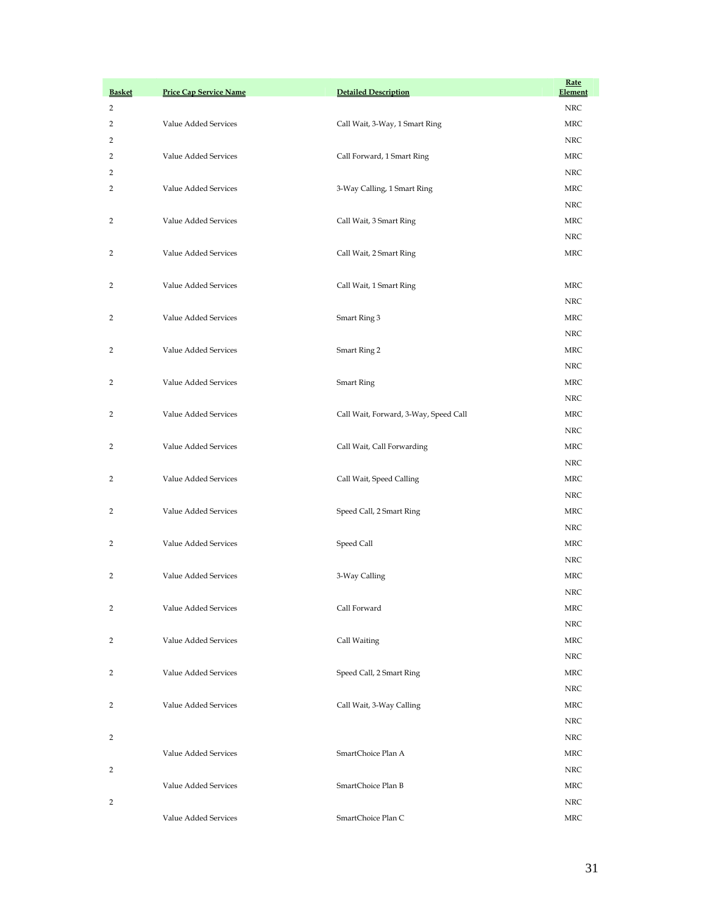| Basket | Price Cap Service Name | Detailed Description | Rate Element |
|---|---|---|---|
| 2 | | | NRC |
| 2 | Value Added Services | Call Wait, 3-Way, 1 Smart Ring | MRC |
| 2 | | | NRC |
| 2 | Value Added Services | Call Forward, 1 Smart Ring | MRC |
| 2 | | | NRC |
| 2 | Value Added Services | 3-Way Calling, 1 Smart Ring | MRC |
| | | | NRC |
| 2 | Value Added Services | Call Wait, 3 Smart Ring | MRC |
| | | | NRC |
| 2 | Value Added Services | Call Wait, 2 Smart Ring | MRC |
| 2 | Value Added Services | Call Wait, 1 Smart Ring | MRC |
| | | | NRC |
| 2 | Value Added Services | Smart Ring 3 | MRC |
| | | | NRC |
| 2 | Value Added Services | Smart Ring 2 | MRC |
| | | | NRC |
| 2 | Value Added Services | Smart Ring | MRC |
| | | | NRC |
| 2 | Value Added Services | Call Wait, Forward, 3-Way, Speed Call | MRC |
| | | | NRC |
| 2 | Value Added Services | Call Wait, Call Forwarding | MRC |
| | | | NRC |
| 2 | Value Added Services | Call Wait, Speed Calling | MRC |
| | | | NRC |
| 2 | Value Added Services | Speed Call, 2 Smart Ring | MRC |
| | | | NRC |
| 2 | Value Added Services | Speed Call | MRC |
| | | | NRC |
| 2 | Value Added Services | 3-Way Calling | MRC |
| | | | NRC |
| 2 | Value Added Services | Call Forward | MRC |
| | | | NRC |
| 2 | Value Added Services | Call Waiting | MRC |
| | | | NRC |
| 2 | Value Added Services | Speed Call, 2 Smart Ring | MRC |
| | | | NRC |
| 2 | Value Added Services | Call Wait, 3-Way Calling | MRC |
| | | | NRC |
| 2 | | | NRC |
| | Value Added Services | SmartChoice Plan A | MRC |
| 2 | | | NRC |
| | Value Added Services | SmartChoice Plan B | MRC |
| 2 | | | NRC |
| | Value Added Services | SmartChoice Plan C | MRC |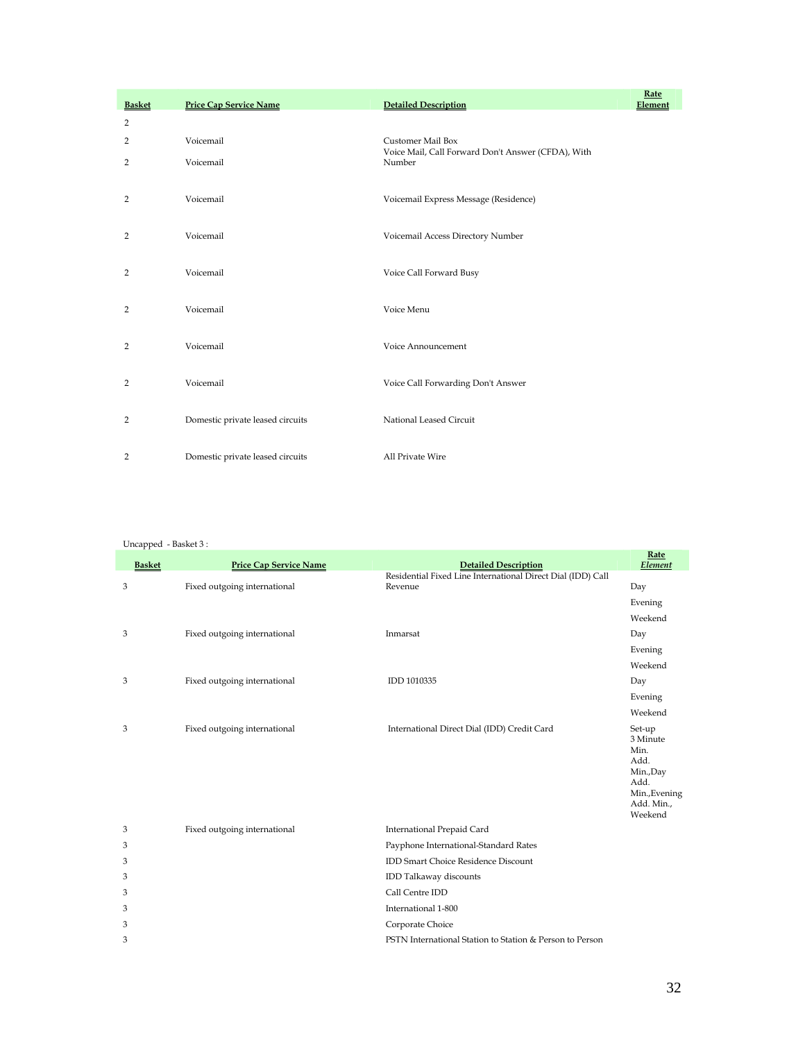| Basket | Price Cap Service Name | Detailed Description | Rate Element |
|---|---|---|---|
| 2 | | | |
| 2 | Voicemail | Customer Mail Box | |
| 2 | Voicemail | Voice Mail, Call Forward Don't Answer (CFDA), With Number | |
| 2 | Voicemail | Voicemail Express Message (Residence) | |
| 2 | Voicemail | Voicemail Access Directory Number | |
| 2 | Voicemail | Voice Call Forward Busy | |
| 2 | Voicemail | Voice Menu | |
| 2 | Voicemail | Voice Announcement | |
| 2 | Voicemail | Voice Call Forwarding Don't Answer | |
| 2 | Domestic private leased circuits | National Leased Circuit | |
| 2 | Domestic private leased circuits | All Private Wire | |

Uncapped - Basket 3 :

| Basket | Price Cap Service Name | Detailed Description | Rate *Element* |
|---|---|---|---|
| 3 | Fixed outgoing international | Residential Fixed Line International Direct Dial (IDD) Call Revenue | Day |
| | | | Evening |
| | | | Weekend |
| 3 | Fixed outgoing international | Inmarsat | Day |
| | | | Evening |
| | | | Weekend |
| 3 | Fixed outgoing international | IDD 1010335 | Day |
| | | | Evening |
| | | | Weekend |
| 3 | Fixed outgoing international | International Direct Dial (IDD) Credit Card | Set-up 3 Minute Min. Add. Min.,Day Add. Min.,Evening Add. Min., Weekend |
| 3 | Fixed outgoing international | International Prepaid Card | |
| 3 | | Payphone International-Standard Rates | |
| 3 | | IDD Smart Choice Residence Discount | |
| 3 | | IDD Talkaway discounts | |
| 3 | | Call Centre IDD | |
| 3 | | International 1-800 | |
| 3 | | Corporate Choice | |
| 3 | | PSTN International Station to Station & Person to Person | |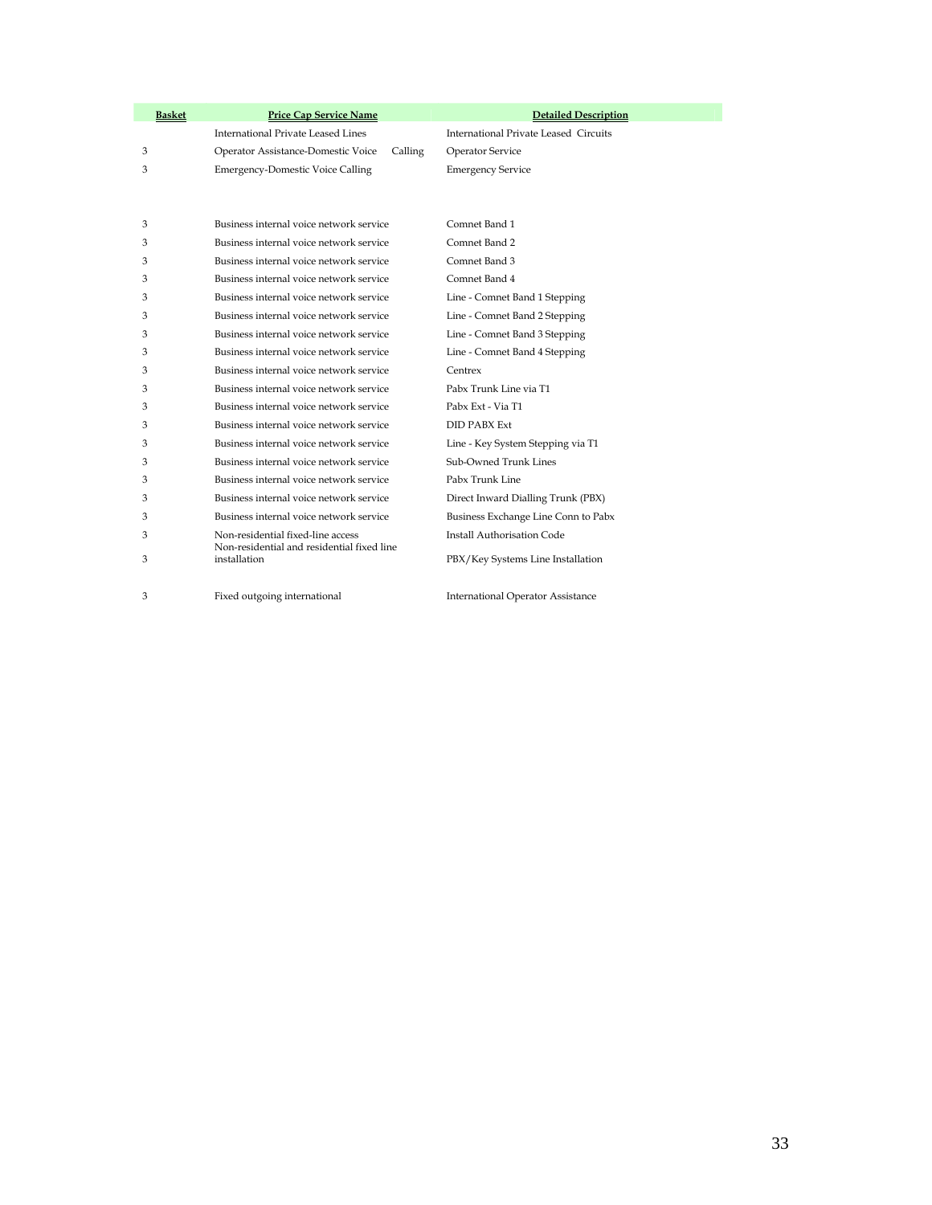| Basket | Price Cap Service Name | Detailed Description |
|---|---|---|
| | International Private Leased Lines | International Private Leased Circuits |
| 3 | Operator Assistance-Domestic Voice Calling | Operator Service |
| 3 | Emergency-Domestic Voice Calling | Emergency Service |
| 3 | Business internal voice network service | Comnet Band 1 |
| 3 | Business internal voice network service | Comnet Band 2 |
| 3 | Business internal voice network service | Comnet Band 3 |
| 3 | Business internal voice network service | Comnet Band 4 |
| 3 | Business internal voice network service | Line - Comnet Band 1 Stepping |
| 3 | Business internal voice network service | Line - Comnet Band 2 Stepping |
| 3 | Business internal voice network service | Line - Comnet Band 3 Stepping |
| 3 | Business internal voice network service | Line - Comnet Band 4 Stepping |
| 3 | Business internal voice network service | Centrex |
| 3 | Business internal voice network service | Pabx Trunk Line via T1 |
| 3 | Business internal voice network service | Pabx Ext - Via T1 |
| 3 | Business internal voice network service | DID PABX Ext |
| 3 | Business internal voice network service | Line - Key System Stepping via T1 |
| 3 | Business internal voice network service | Sub-Owned Trunk Lines |
| 3 | Business internal voice network service | Pabx Trunk Line |
| 3 | Business internal voice network service | Direct Inward Dialling Trunk (PBX) |
| 3 | Business internal voice network service | Business Exchange Line Conn to Pabx |
| 3 | Non-residential fixed-line access | Install Authorisation Code |
| 3 | Non-residential and residential fixed line installation | PBX/Key Systems Line Installation |
| 3 | Fixed outgoing international | International Operator Assistance |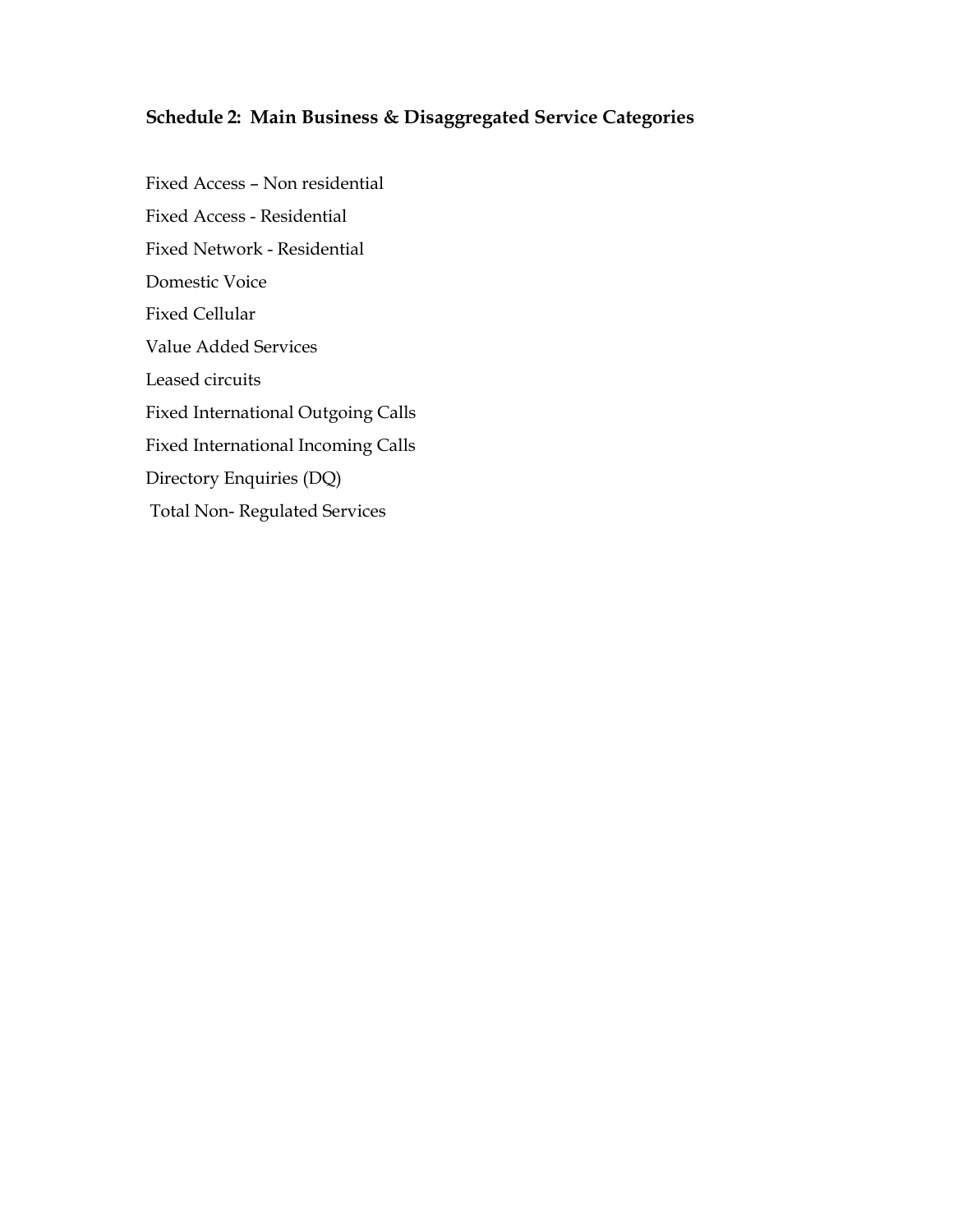### Schedule 2:  Main Business & Disaggregated Service Categories

Fixed Access – Non residential

Fixed Access - Residential

Fixed Network - Residential

Domestic Voice

Fixed Cellular

Value Added Services

Leased circuits

Fixed International Outgoing Calls

Fixed International Incoming Calls

Directory Enquiries (DQ)

Total Non- Regulated Services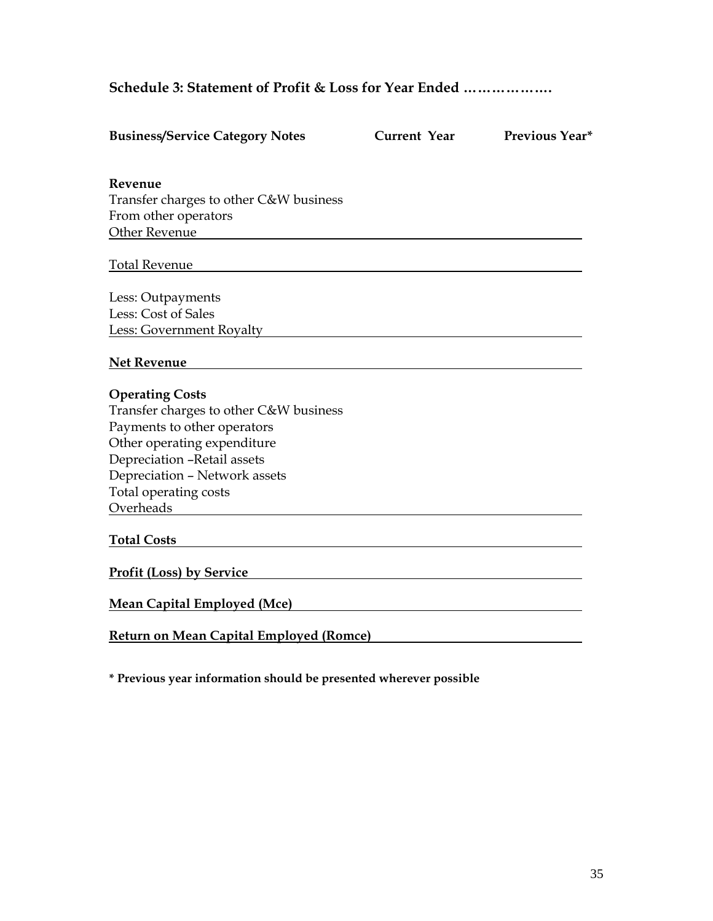## Schedule 3: Statement of Profit & Loss for Year Ended ……………….

| Business/Service Category Notes | Current Year | Previous Year* |
|---|---|---|
| **Revenue** | | |
| Transfer charges to other C&W business | | |
| From other operators | | |
| Other Revenue | | |
| Total Revenue | | |
| Less: Outpayments | | |
| Less: Cost of Sales | | |
| Less: Government Royalty | | |
| **Net Revenue** | | |
| **Operating Costs** | | |
| Transfer charges to other C&W business | | |
| Payments to other operators | | |
| Other operating expenditure | | |
| Depreciation –Retail assets | | |
| Depreciation – Network assets | | |
| Total operating costs | | |
| Overheads | | |
| **Total Costs** | | |
| **Profit (Loss) by Service** | | |
| **Mean Capital Employed (Mce)** | | |
| **Return on Mean Capital Employed (Romce)** | | |

**\* Previous year information should be presented wherever possible**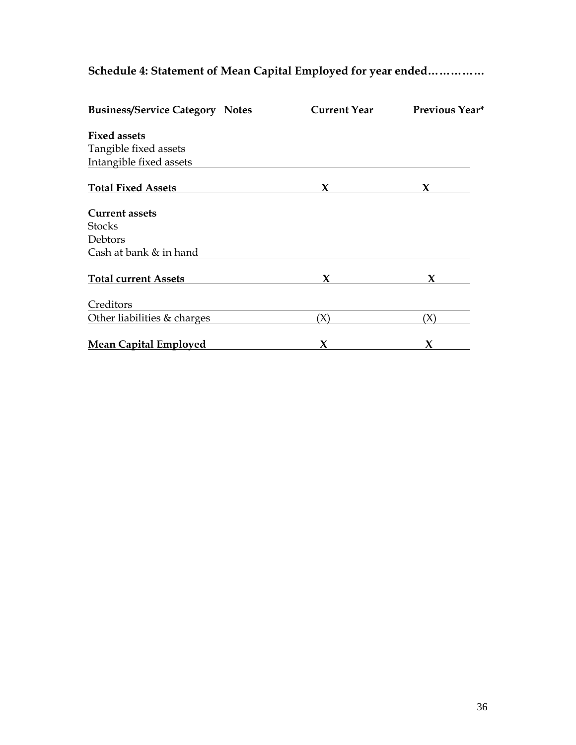**Schedule 4: Statement of Mean Capital Employed for year ended……………**

| **Business/Service Category** | **Notes** | **Current Year** | **Previous Year*** |
|---|---|---|---|
| **Fixed assets** | | | |
| Tangible fixed assets | | | |
| Intangible fixed assets | | | |
| **Total Fixed Assets** | | **X** | **X** |
| **Current assets** | | | |
| Stocks | | | |
| Debtors | | | |
| Cash at bank & in hand | | | |
| **Total current Assets** | | **X** | **X** |
| Creditors | | | |
| Other liabilities & charges | | (X) | (X) |
| **Mean Capital Employed** | | **X** | **X** |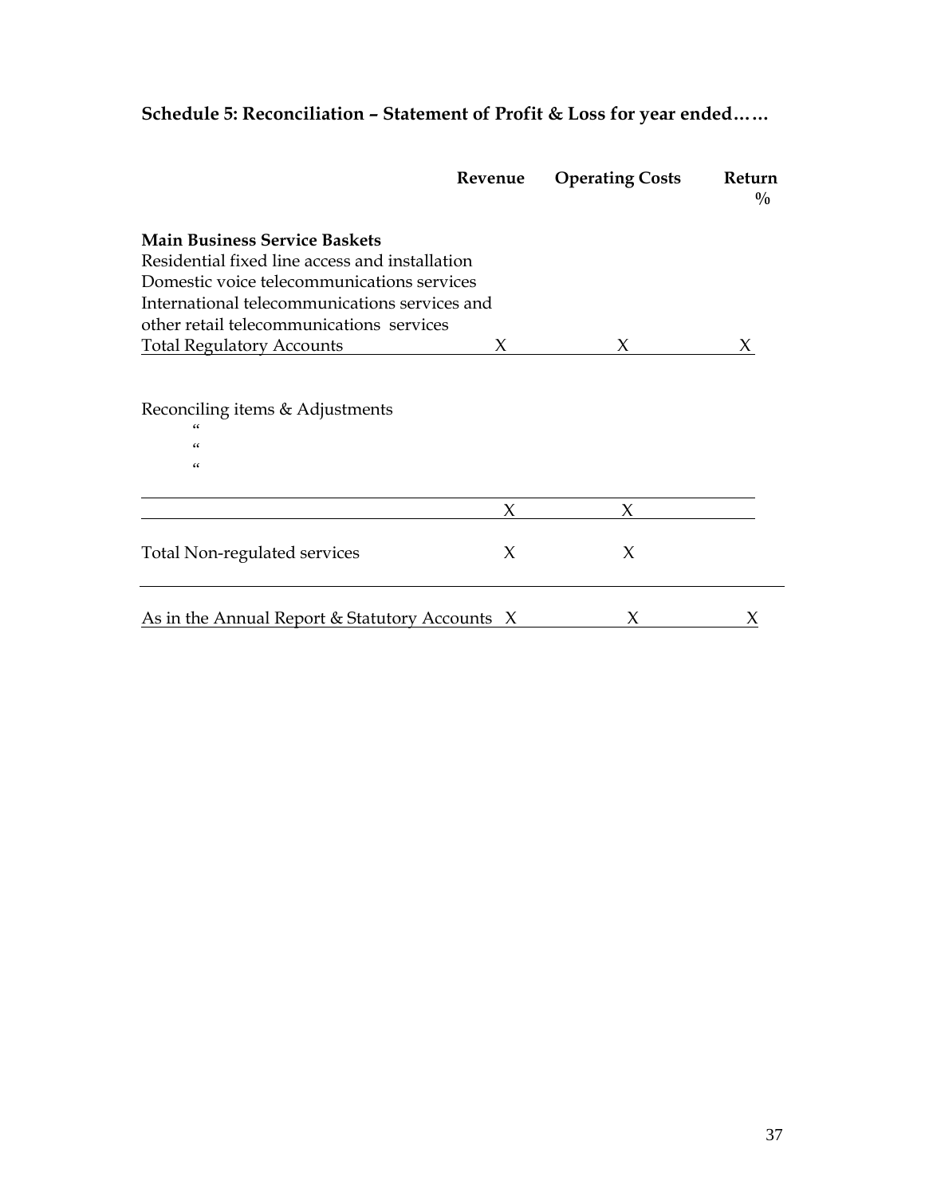## Schedule 5: Reconciliation – Statement of Profit & Loss for year ended……

| | Revenue | Operating Costs | Return % |
|---|---|---|---|
| **Main Business Service Baskets** | | | |
| Residential fixed line access and installation | | | |
| Domestic voice telecommunications services | | | |
| International telecommunications services and other retail telecommunications services | | | |
| Total Regulatory Accounts | X | X | X |
| | | | |
| Reconciling items & Adjustments | | | |
| “ | | | |
| “ | | | |
| “ | | | |
| | X | X | |
| Total Non-regulated services | X | X | |
| As in the Annual Report & Statutory Accounts | X | X | X |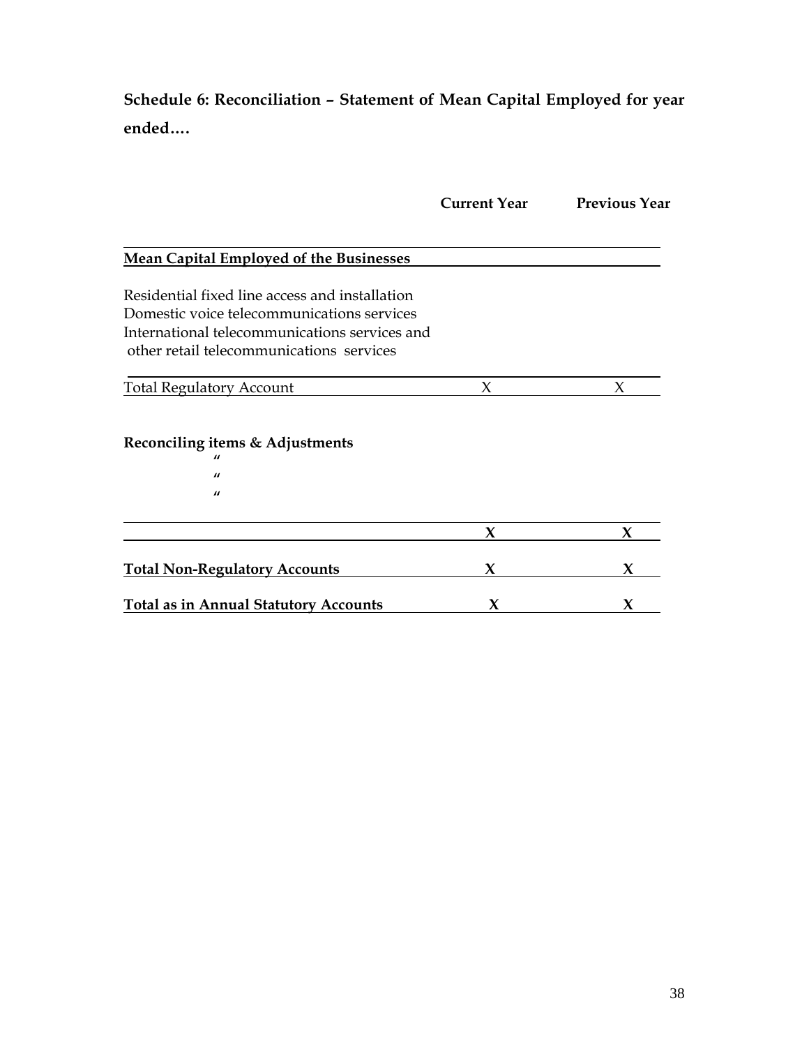**Schedule 6: Reconciliation – Statement of Mean Capital Employed for year ended….**

| | Current Year | Previous Year |
|---|---|---|
| **Mean Capital Employed of the Businesses** | | |
| Residential fixed line access and installation<br>Domestic voice telecommunications services<br>International telecommunications services and other retail telecommunications services | | |
| Total Regulatory Account | X | X |
| **Reconciling items & Adjustments** | | |
| " | | |
| " | | |
| " | | |
| | **X** | **X** |
| **Total Non-Regulatory Accounts** | **X** | **X** |
| **Total as in Annual Statutory Accounts** | **X** | **X** |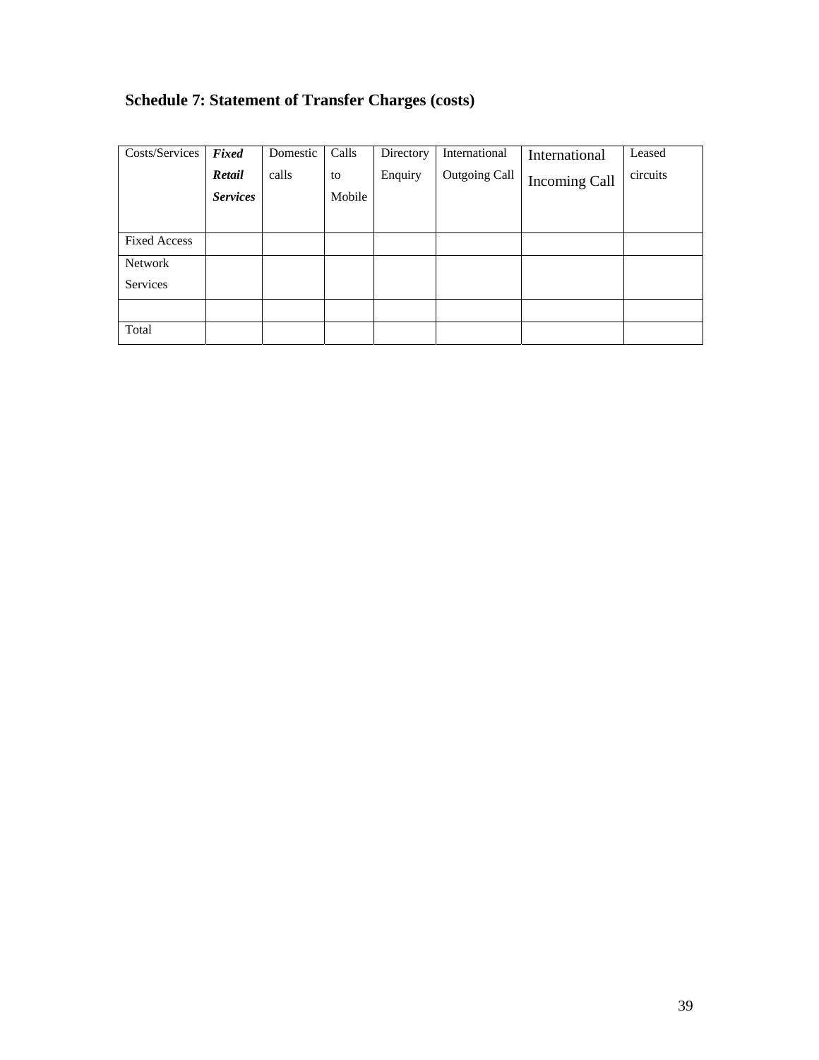## Schedule 7: Statement of Transfer Charges (costs)

| Costs/Services | ***Fixed Retail Services*** | Domestic calls | Calls to Mobile | Directory Enquiry | International Outgoing Call | International Incoming Call | Leased circuits |
|---|---|---|---|---|---|---|---|
| Fixed Access | | | | | | | |
| Network Services | | | | | | | |
| | | | | | | | |
| Total | | | | | | | |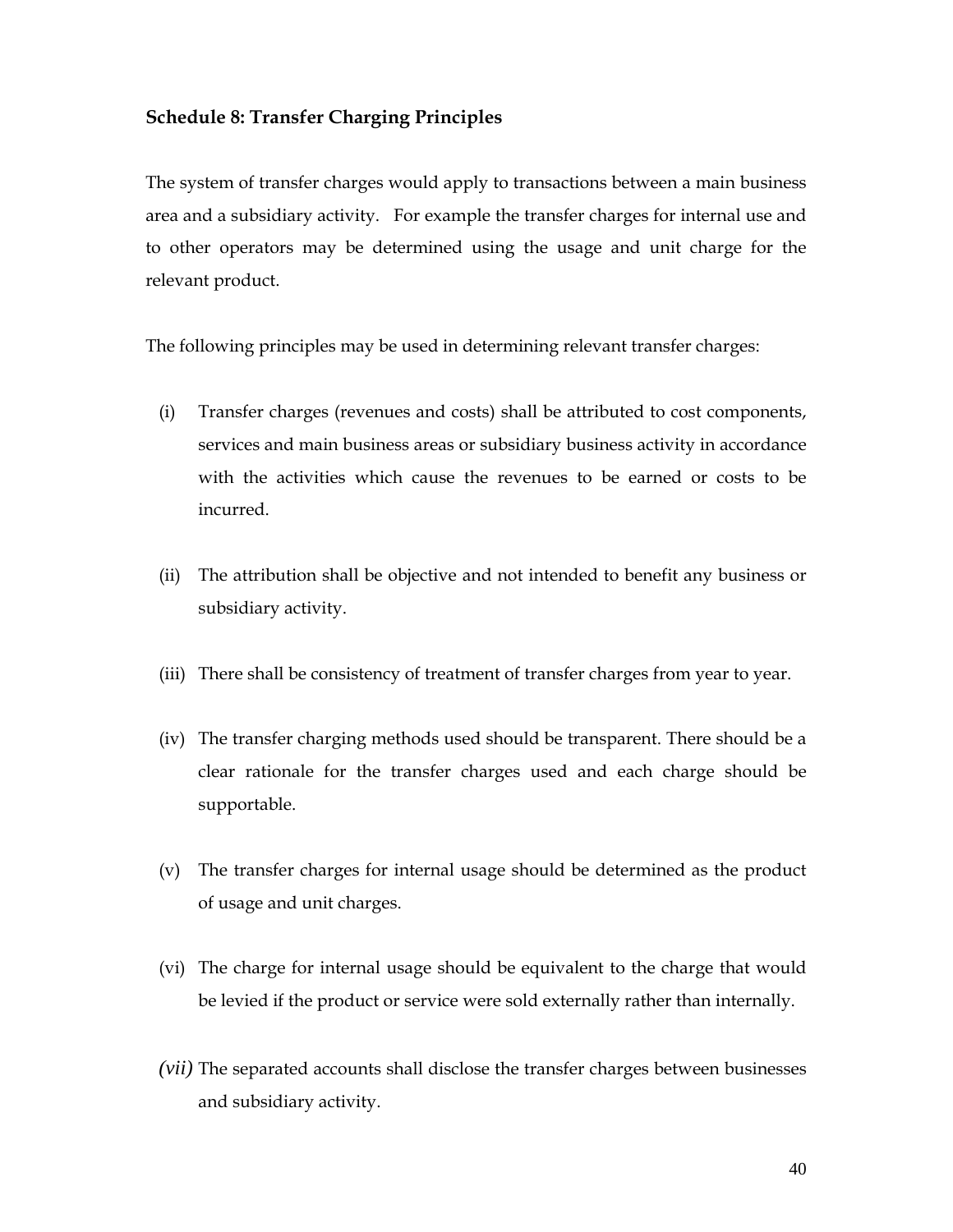### Schedule 8: Transfer Charging Principles

The system of transfer charges would apply to transactions between a main business area and a subsidiary activity. For example the transfer charges for internal use and to other operators may be determined using the usage and unit charge for the relevant product.

The following principles may be used in determining relevant transfer charges:

(i) Transfer charges (revenues and costs) shall be attributed to cost components, services and main business areas or subsidiary business activity in accordance with the activities which cause the revenues to be earned or costs to be incurred.

(ii) The attribution shall be objective and not intended to benefit any business or subsidiary activity.

(iii) There shall be consistency of treatment of transfer charges from year to year.

(iv) The transfer charging methods used should be transparent. There should be a clear rationale for the transfer charges used and each charge should be supportable.

(v) The transfer charges for internal usage should be determined as the product of usage and unit charges.

(vi) The charge for internal usage should be equivalent to the charge that would be levied if the product or service were sold externally rather than internally.

*(vii)* The separated accounts shall disclose the transfer charges between businesses and subsidiary activity.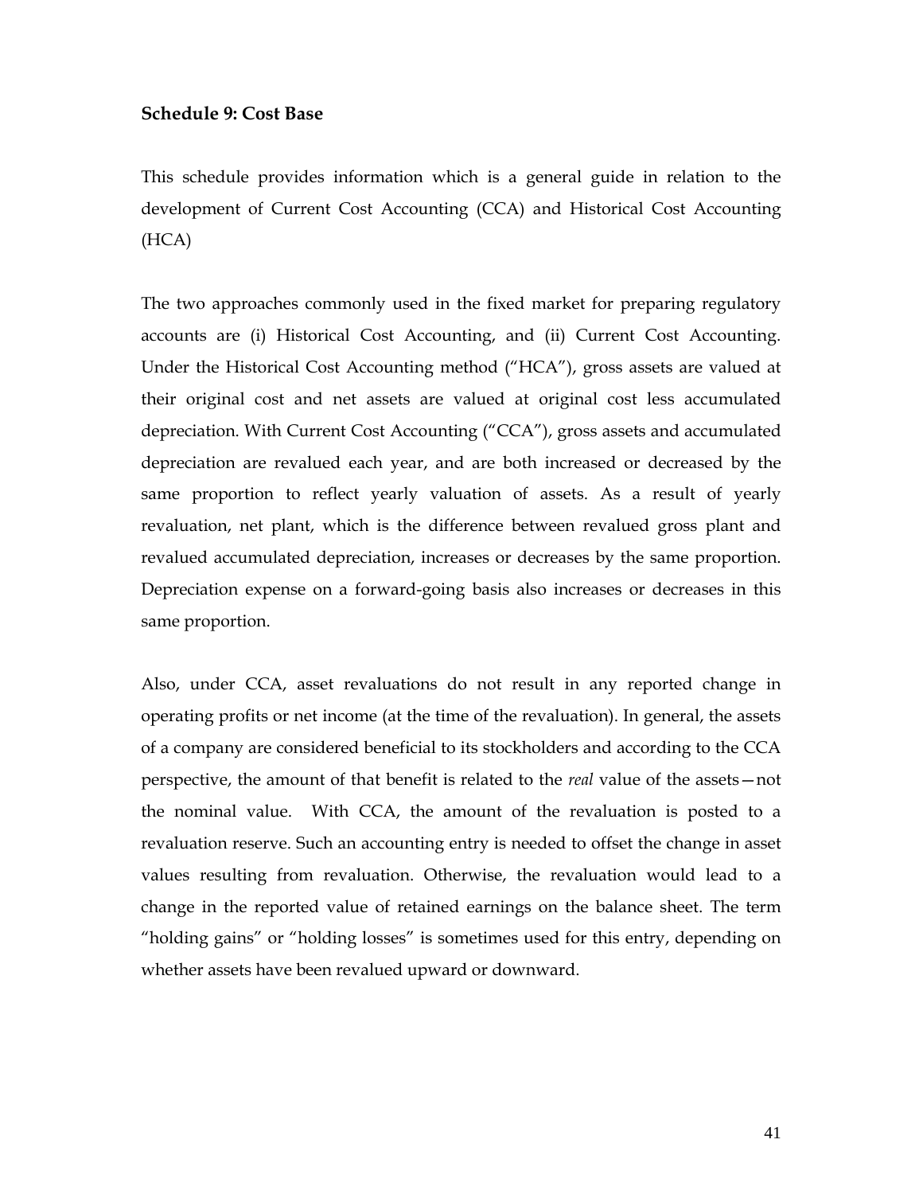**Schedule 9: Cost Base**

This schedule provides information which is a general guide in relation to the development of Current Cost Accounting (CCA) and Historical Cost Accounting (HCA)

The two approaches commonly used in the fixed market for preparing regulatory accounts are (i) Historical Cost Accounting, and (ii) Current Cost Accounting. Under the Historical Cost Accounting method ("HCA"), gross assets are valued at their original cost and net assets are valued at original cost less accumulated depreciation. With Current Cost Accounting ("CCA"), gross assets and accumulated depreciation are revalued each year, and are both increased or decreased by the same proportion to reflect yearly valuation of assets. As a result of yearly revaluation, net plant, which is the difference between revalued gross plant and revalued accumulated depreciation, increases or decreases by the same proportion. Depreciation expense on a forward-going basis also increases or decreases in this same proportion.

Also, under CCA, asset revaluations do not result in any reported change in operating profits or net income (at the time of the revaluation). In general, the assets of a company are considered beneficial to its stockholders and according to the CCA perspective, the amount of that benefit is related to the *real* value of the assets—not the nominal value. With CCA, the amount of the revaluation is posted to a revaluation reserve. Such an accounting entry is needed to offset the change in asset values resulting from revaluation. Otherwise, the revaluation would lead to a change in the reported value of retained earnings on the balance sheet. The term "holding gains" or "holding losses" is sometimes used for this entry, depending on whether assets have been revalued upward or downward.